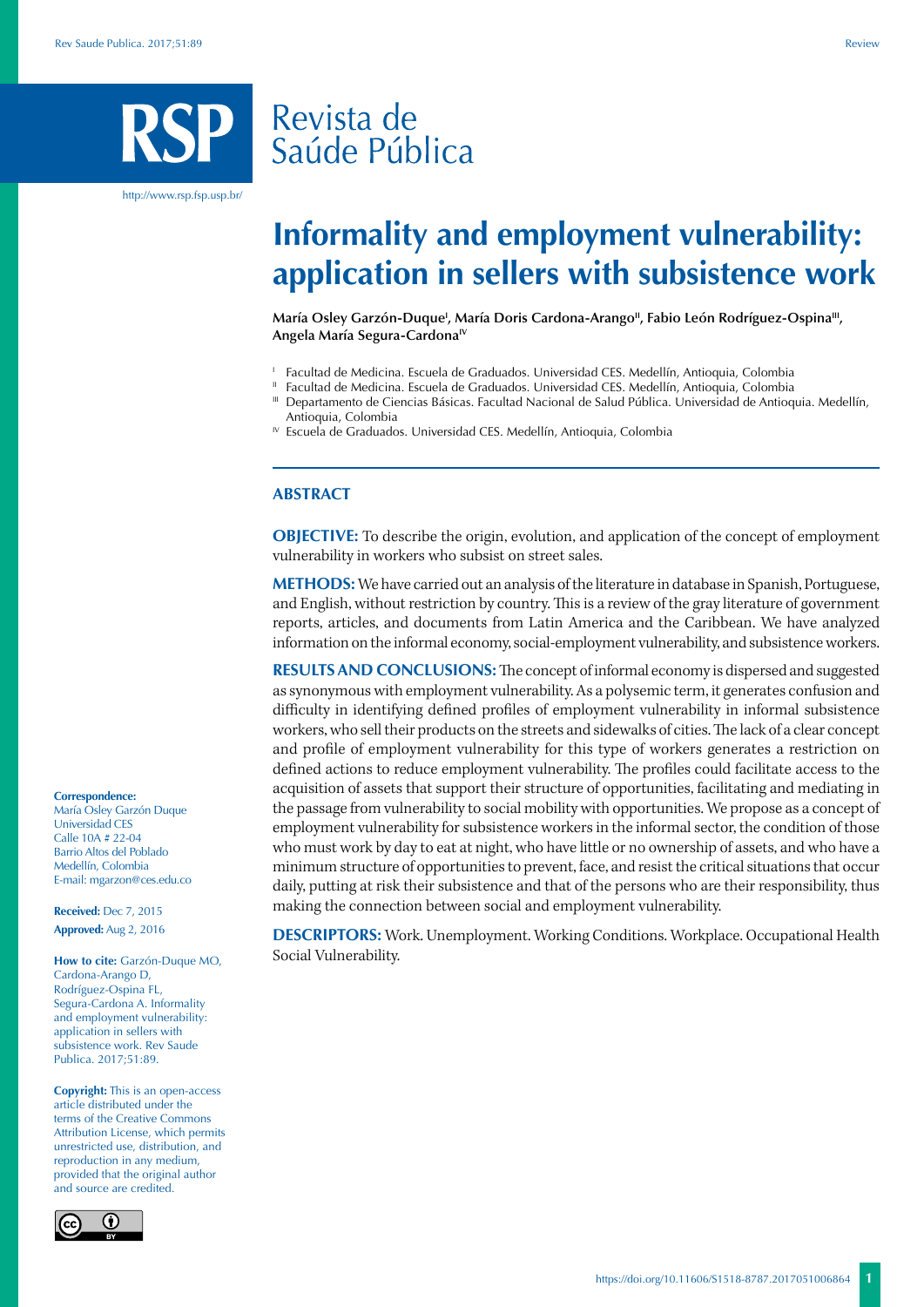# Informality and employment vulnerability: application in sellers with subsistence work

**María Osley Garzón-Duque[I], María Doris Cardona-Arango[II], Fabio León Rodríguez-Ospina[III], Angela María Segura-Cardona[IV]**

[I] Facultad de Medicina. Escuela de Graduados. Universidad CES. Medellín, Antioquia, Colombia

[II] Facultad de Medicina. Escuela de Graduados. Universidad CES. Medellín, Antioquia, Colombia

[III] Departamento de Ciencias Básicas. Facultad Nacional de Salud Pública. Universidad de Antioquia. Medellín, Antioquia, Colombia

[IV] Escuela de Graduados. Universidad CES. Medellín, Antioquia, Colombia

## ABSTRACT

**OBJECTIVE:** To describe the origin, evolution, and application of the concept of employment vulnerability in workers who subsist on street sales.

**METHODS:** We have carried out an analysis of the literature in database in Spanish, Portuguese, and English, without restriction by country. This is a review of the gray literature of government reports, articles, and documents from Latin America and the Caribbean. We have analyzed information on the informal economy, social-employment vulnerability, and subsistence workers.

**RESULTS AND CONCLUSIONS:** The concept of informal economy is dispersed and suggested as synonymous with employment vulnerability. As a polysemic term, it generates confusion and difficulty in identifying defined profiles of employment vulnerability in informal subsistence workers, who sell their products on the streets and sidewalks of cities. The lack of a clear concept and profile of employment vulnerability for this type of workers generates a restriction on defined actions to reduce employment vulnerability. The profiles could facilitate access to the acquisition of assets that support their structure of opportunities, facilitating and mediating in the passage from vulnerability to social mobility with opportunities. We propose as a concept of employment vulnerability for subsistence workers in the informal sector, the condition of those who must work by day to eat at night, who have little or no ownership of assets, and who have a minimum structure of opportunities to prevent, face, and resist the critical situations that occur daily, putting at risk their subsistence and that of the persons who are their responsibility, thus making the connection between social and employment vulnerability.

**DESCRIPTORS:** Work. Unemployment. Working Conditions. Workplace. Occupational Health Social Vulnerability.

**Correspondence:**
María Osley Garzón Duque
Universidad CES
Calle 10A # 22-04
Barrio Altos del Poblado
Medellín, Colombia
E-mail: mgarzon@ces.edu.co

**Received:** Dec 7, 2015

**Approved:** Aug 2, 2016

**How to cite:** Garzón-Duque MO, Cardona-Arango D, Rodríguez-Ospina FL, Segura-Cardona A. Informality and employment vulnerability: application in sellers with subsistence work. Rev Saude Publica. 2017;51:89.

**Copyright:** This is an open-access article distributed under the terms of the Creative Commons Attribution License, which permits unrestricted use, distribution, and reproduction in any medium, provided that the original author and source are credited.

https://doi.org/10.11606/S1518-8787.2017051006864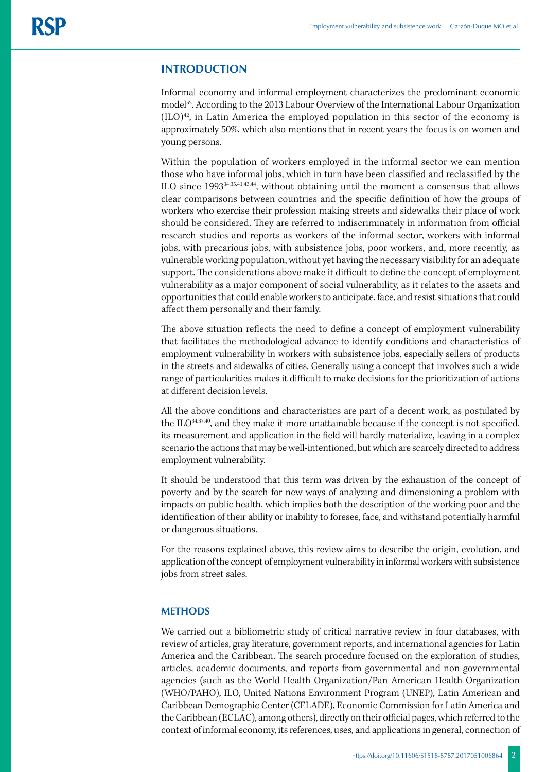## INTRODUCTION

Informal economy and informal employment characterizes the predominant economic model[52]. According to the 2013 Labour Overview of the International Labour Organization (ILO)[42], in Latin America the employed population in this sector of the economy is approximately 50%, which also mentions that in recent years the focus is on women and young persons.

Within the population of workers employed in the informal sector we can mention those who have informal jobs, which in turn have been classified and reclassified by the ILO since 1993[34,35,41,43,44], without obtaining until the moment a consensus that allows clear comparisons between countries and the specific definition of how the groups of workers who exercise their profession making streets and sidewalks their place of work should be considered. They are referred to indiscriminately in information from official research studies and reports as workers of the informal sector, workers with informal jobs, with precarious jobs, with subsistence jobs, poor workers, and, more recently, as vulnerable working population, without yet having the necessary visibility for an adequate support. The considerations above make it difficult to define the concept of employment vulnerability as a major component of social vulnerability, as it relates to the assets and opportunities that could enable workers to anticipate, face, and resist situations that could affect them personally and their family.

The above situation reflects the need to define a concept of employment vulnerability that facilitates the methodological advance to identify conditions and characteristics of employment vulnerability in workers with subsistence jobs, especially sellers of products in the streets and sidewalks of cities. Generally using a concept that involves such a wide range of particularities makes it difficult to make decisions for the prioritization of actions at different decision levels.

All the above conditions and characteristics are part of a decent work, as postulated by the ILO[34,37,40], and they make it more unattainable because if the concept is not specified, its measurement and application in the field will hardly materialize, leaving in a complex scenario the actions that may be well-intentioned, but which are scarcely directed to address employment vulnerability.

It should be understood that this term was driven by the exhaustion of the concept of poverty and by the search for new ways of analyzing and dimensioning a problem with impacts on public health, which implies both the description of the working poor and the identification of their ability or inability to foresee, face, and withstand potentially harmful or dangerous situations.

For the reasons explained above, this review aims to describe the origin, evolution, and application of the concept of employment vulnerability in informal workers with subsistence jobs from street sales.

## METHODS

We carried out a bibliometric study of critical narrative review in four databases, with review of articles, gray literature, government reports, and international agencies for Latin America and the Caribbean. The search procedure focused on the exploration of studies, articles, academic documents, and reports from governmental and non-governmental agencies (such as the World Health Organization/Pan American Health Organization (WHO/PAHO), ILO, United Nations Environment Program (UNEP), Latin American and Caribbean Demographic Center (CELADE), Economic Commission for Latin America and the Caribbean (ECLAC), among others), directly on their official pages, which referred to the context of informal economy, its references, uses, and applications in general, connection of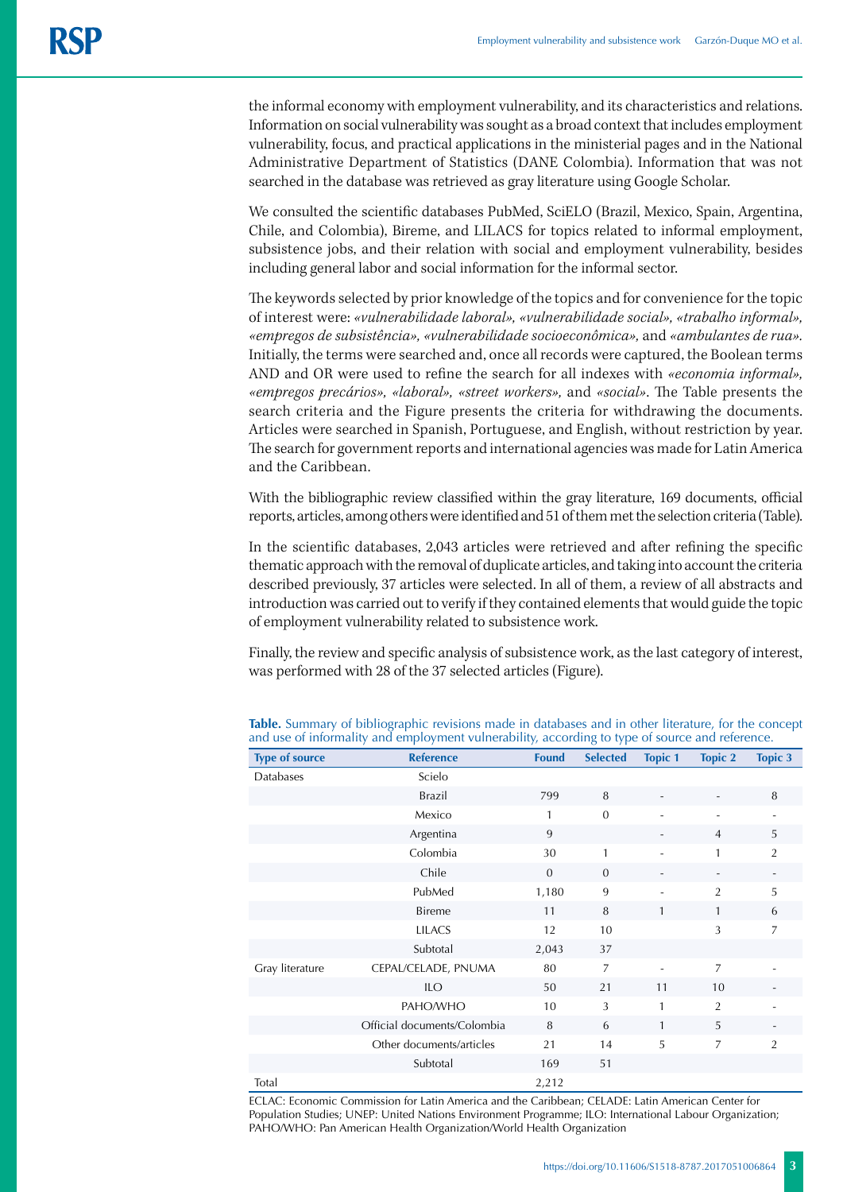the informal economy with employment vulnerability, and its characteristics and relations. Information on social vulnerability was sought as a broad context that includes employment vulnerability, focus, and practical applications in the ministerial pages and in the National Administrative Department of Statistics (DANE Colombia). Information that was not searched in the database was retrieved as gray literature using Google Scholar.

We consulted the scientific databases PubMed, SciELO (Brazil, Mexico, Spain, Argentina, Chile, and Colombia), Bireme, and LILACS for topics related to informal employment, subsistence jobs, and their relation with social and employment vulnerability, besides including general labor and social information for the informal sector.

The keywords selected by prior knowledge of the topics and for convenience for the topic of interest were: *«vulnerabilidade laboral», «vulnerabilidade social», «trabalho informal», «empregos de subsistência», «vulnerabilidade socioeconômica»,* and *«ambulantes de rua».* Initially, the terms were searched and, once all records were captured, the Boolean terms AND and OR were used to refine the search for all indexes with *«economia informal», «empregos precários», «laboral», «street workers»,* and *«social»*. The Table presents the search criteria and the Figure presents the criteria for withdrawing the documents. Articles were searched in Spanish, Portuguese, and English, without restriction by year. The search for government reports and international agencies was made for Latin America and the Caribbean.

With the bibliographic review classified within the gray literature, 169 documents, official reports, articles, among others were identified and 51 of them met the selection criteria (Table).

In the scientific databases, 2,043 articles were retrieved and after refining the specific thematic approach with the removal of duplicate articles, and taking into account the criteria described previously, 37 articles were selected. In all of them, a review of all abstracts and introduction was carried out to verify if they contained elements that would guide the topic of employment vulnerability related to subsistence work.

Finally, the review and specific analysis of subsistence work, as the last category of interest, was performed with 28 of the 37 selected articles (Figure).

**Table.** Summary of bibliographic revisions made in databases and in other literature, for the concept and use of informality and employment vulnerability, according to type of source and reference.

| Type of source | Reference | Found | Selected | Topic 1 | Topic 2 | Topic 3 |
|---|---|---|---|---|---|---|
| Databases | Scielo | | | | | |
| | Brazil | 799 | 8 | - | - | 8 |
| | Mexico | 1 | 0 | - | - | - |
| | Argentina | 9 | | - | 4 | 5 |
| | Colombia | 30 | 1 | - | 1 | 2 |
| | Chile | 0 | 0 | - | - | - |
| | PubMed | 1,180 | 9 | - | 2 | 5 |
| | Bireme | 11 | 8 | 1 | 1 | 6 |
| | LILACS | 12 | 10 | | 3 | 7 |
| | Subtotal | 2,043 | 37 | | | |
| Gray literature | CEPAL/CELADE, PNUMA | 80 | 7 | - | 7 | - |
| | ILO | 50 | 21 | 11 | 10 | - |
| | PAHO/WHO | 10 | 3 | 1 | 2 | - |
| | Official documents/Colombia | 8 | 6 | 1 | 5 | - |
| | Other documents/articles | 21 | 14 | 5 | 7 | 2 |
| | Subtotal | 169 | 51 | | | |
| Total | | 2,212 | | | | |

ECLAC: Economic Commission for Latin America and the Caribbean; CELADE: Latin American Center for Population Studies; UNEP: United Nations Environment Programme; ILO: International Labour Organization; PAHO/WHO: Pan American Health Organization/World Health Organization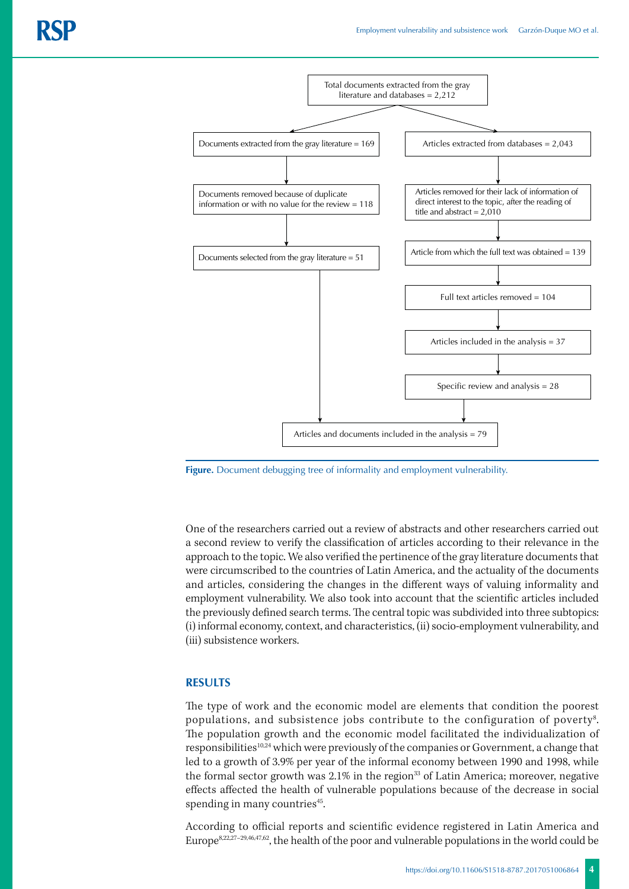Total documents extracted from the gray literature and databases = 2,212

Documents extracted from the gray literature = 169

Documents removed because of duplicate information or with no value for the review = 118

Documents selected from the gray literature = 51

Articles extracted from databases = 2,043

Articles removed for their lack of information of direct interest to the topic, after the reading of title and abstract = 2,010

Article from which the full text was obtained = 139

Full text articles removed = 104

Articles included in the analysis = 37

Specific review and analysis = 28

Articles and documents included in the analysis = 79

**Figure.** Document debugging tree of informality and employment vulnerability.

One of the researchers carried out a review of abstracts and other researchers carried out a second review to verify the classification of articles according to their relevance in the approach to the topic. We also verified the pertinence of the gray literature documents that were circumscribed to the countries of Latin America, and the actuality of the documents and articles, considering the changes in the different ways of valuing informality and employment vulnerability. We also took into account that the scientific articles included the previously defined search terms. The central topic was subdivided into three subtopics: (i) informal economy, context, and characteristics, (ii) socio-employment vulnerability, and (iii) subsistence workers.

## RESULTS

The type of work and the economic model are elements that condition the poorest populations, and subsistence jobs contribute to the configuration of poverty[8]. The population growth and the economic model facilitated the individualization of responsibilities[10,24] which were previously of the companies or Government, a change that led to a growth of 3.9% per year of the informal economy between 1990 and 1998, while the formal sector growth was 2.1% in the region[33] of Latin America; moreover, negative effects affected the health of vulnerable populations because of the decrease in social spending in many countries[45].

According to official reports and scientific evidence registered in Latin America and Europe[8,22,27–29,46,47,62], the health of the poor and vulnerable populations in the world could be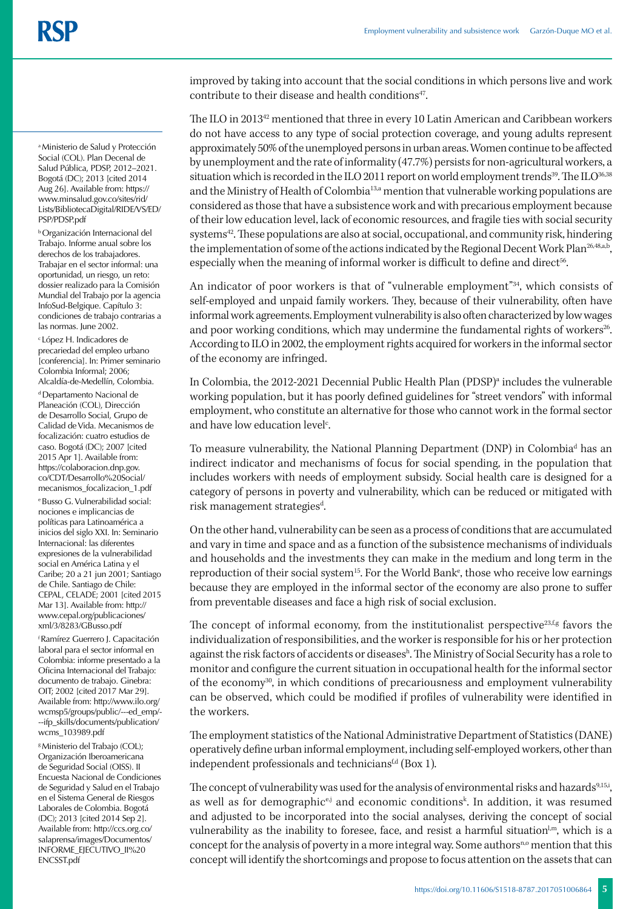improved by taking into account that the social conditions in which persons live and work contribute to their disease and health conditions[47].

The ILO in 2013[42] mentioned that three in every 10 Latin American and Caribbean workers do not have access to any type of social protection coverage, and young adults represent approximately 50% of the unemployed persons in urban areas. Women continue to be affected by unemployment and the rate of informality (47.7%) persists for non-agricultural workers, a situation which is recorded in the ILO 2011 report on world employment trends[39]. The ILO[36,38] and the Ministry of Health of Colombia[13,a] mention that vulnerable working populations are considered as those that have a subsistence work and with precarious employment because of their low education level, lack of economic resources, and fragile ties with social security systems[42]. These populations are also at social, occupational, and community risk, hindering the implementation of some of the actions indicated by the Regional Decent Work Plan[26,48,a,b], especially when the meaning of informal worker is difficult to define and direct[56].

An indicator of poor workers is that of "vulnerable employment"[34], which consists of self-employed and unpaid family workers. They, because of their vulnerability, often have informal work agreements. Employment vulnerability is also often characterized by low wages and poor working conditions, which may undermine the fundamental rights of workers[26]. According to ILO in 2002, the employment rights acquired for workers in the informal sector of the economy are infringed.

In Colombia, the 2012-2021 Decennial Public Health Plan (PDSP)[a] includes the vulnerable working population, but it has poorly defined guidelines for "street vendors" with informal employment, who constitute an alternative for those who cannot work in the formal sector and have low education level[c].

To measure vulnerability, the National Planning Department (DNP) in Colombia[d] has an indirect indicator and mechanisms of focus for social spending, in the population that includes workers with needs of employment subsidy. Social health care is designed for a category of persons in poverty and vulnerability, which can be reduced or mitigated with risk management strategies[d].

On the other hand, vulnerability can be seen as a process of conditions that are accumulated and vary in time and space and as a function of the subsistence mechanisms of individuals and households and the investments they can make in the medium and long term in the reproduction of their social system[15]. For the World Bank[e], those who receive low earnings because they are employed in the informal sector of the economy are also prone to suffer from preventable diseases and face a high risk of social exclusion.

The concept of informal economy, from the institutionalist perspective[23,f,g] favors the individualization of responsibilities, and the worker is responsible for his or her protection against the risk factors of accidents or diseases[h]. The Ministry of Social Security has a role to monitor and configure the current situation in occupational health for the informal sector of the economy[30], in which conditions of precariousness and employment vulnerability can be observed, which could be modified if profiles of vulnerability were identified in the workers.

The employment statistics of the National Administrative Department of Statistics (DANE) operatively define urban informal employment, including self-employed workers, other than independent professionals and technicians[f,d] (Box 1).

The concept of vulnerability was used for the analysis of environmental risks and hazards[9,15,i], as well as for demographic[e,j] and economic conditions[k]. In addition, it was resumed and adjusted to be incorporated into the social analyses, deriving the concept of social vulnerability as the inability to foresee, face, and resist a harmful situation[l,m], which is a concept for the analysis of poverty in a more integral way. Some authors[n,o] mention that this concept will identify the shortcomings and propose to focus attention on the assets that can

---

[a] Ministerio de Salud y Protección Social (COL). Plan Decenal de Salud Pública, PDSP, 2012–2021. Bogotá (DC); 2013 [cited 2014 Aug 26]. Available from: https://www.minsalud.gov.co/sites/rid/Lists/BibliotecaDigital/RIDE/VS/ED/PSP/PDSP.pdf

[b] Organización Internacional del Trabajo. Informe anual sobre los derechos de los trabajadores. Trabajar en el sector informal: una oportunidad, un riesgo, un reto: dossier realizado para la Comisión Mundial del Trabajo por la agencia InfoSud-Belgique. Capítulo 3: condiciones de trabajo contrarias a las normas. June 2002.

[c] López H. Indicadores de precariedad del empleo urbano [conferencia]. In: Primer seminario Colombia Informal; 2006; Alcaldía-de-Medellín, Colombia.

[d] Departamento Nacional de Planeación (COL), Dirección de Desarrollo Social, Grupo de Calidad de Vida. Mecanismos de focalización: cuatro estudios de caso. Bogotá (DC); 2007 [cited 2015 Apr 1]. Available from: https://colaboracion.dnp.gov.co/CDT/Desarrollo%20Social/mecanismos_focalizacion_1.pdf

[e] Busso G. Vulnerabilidad social: nociones e implicancias de políticas para Latinoamérica a inicios del siglo XXI. In: Seminario Internacional: las diferentes expresiones de la vulnerabilidad social en América Latina y el Caribe; 20 a 21 jun 2001; Santiago de Chile. Santiago de Chile: CEPAL, CELADE; 2001 [cited 2015 Mar 13]. Available from: http://www.cepal.org/publicaciones/xml/3/8283/GBusso.pdf

[f] Ramírez Guerrero J. Capacitación laboral para el sector informal en Colombia: informe presentado a la Oficina Internacional del Trabajo: documento de trabajo. Ginebra: OIT; 2002 [cited 2017 Mar 29]. Available from: http://www.ilo.org/wcmsp5/groups/public/---ed_emp/---ifp_skills/documents/publication/wcms_103989.pdf

[g] Ministerio del Trabajo (COL); Organización Iberoamericana de Seguridad Social (OISS). II Encuesta Nacional de Condiciones de Seguridad y Salud en el Trabajo en el Sistema General de Riesgos Laborales de Colombia. Bogotá (DC); 2013 [cited 2014 Sep 2]. Available from: http://ccs.org.co/salaprensa/images/Documentos/INFORME_EJECUTIVO_II%20ENCSST.pdf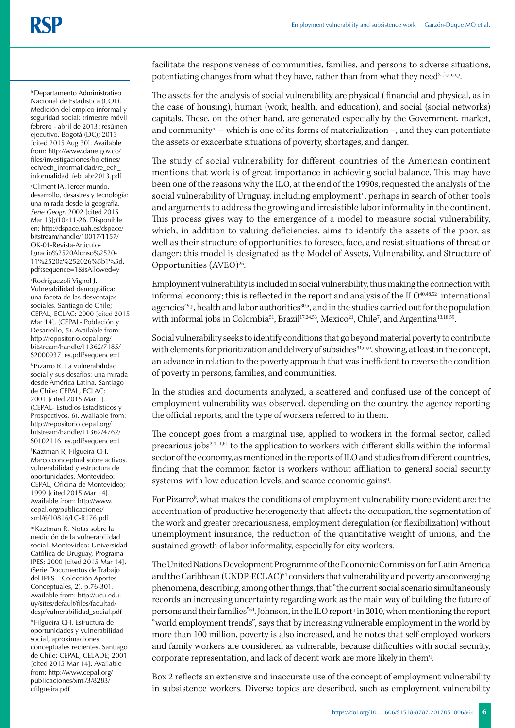facilitate the responsiveness of communities, families, and persons to adverse situations, potentiating changes from what they have, rather than from what they need[31,k,m,o,p].

The assets for the analysis of social vulnerability are physical (financial and physical, as in the case of housing), human (work, health, and education), and social (social networks) capitals. These, on the other hand, are generated especially by the Government, market, and community[m] – which is one of its forms of materialization –, and they can potentiate the assets or exacerbate situations of poverty, shortages, and danger.

The study of social vulnerability for different countries of the American continent mentions that work is of great importance in achieving social balance. This may have been one of the reasons why the ILO, at the end of the 1990s, requested the analysis of the social vulnerability of Uruguay, including employment[n], perhaps in search of other tools and arguments to address the growing and irresistible labor informality in the continent. This process gives way to the emergence of a model to measure social vulnerability, which, in addition to valuing deficiencies, aims to identify the assets of the poor, as well as their structure of opportunities to foresee, face, and resist situations of threat or danger; this model is designated as the Model of Assets, Vulnerability, and Structure of Opportunities (AVEO)[25].

Employment vulnerability is included in social vulnerability, thus making the connection with informal economy; this is reflected in the report and analysis of the ILO[40,48,52], international agencies[49,p], health and labor authorities[30,a], and in the studies carried out for the population with informal jobs in Colombia[51], Brazil[17,24,53], Mexico[21], Chile[7], and Argentina[13,18,59].

Social vulnerability seeks to identify conditions that go beyond material poverty to contribute with elements for prioritization and delivery of subsidies[31,m,n], showing, at least in the concept, an advance in relation to the poverty approach that was inefficient to reverse the condition of poverty in persons, families, and communities.

In the studies and documents analyzed, a scattered and confused use of the concept of employment vulnerability was observed, depending on the country, the agency reporting the official reports, and the type of workers referred to in them.

The concept goes from a marginal use, applied to workers in the formal sector, called precarious jobs[2,4,11,61] to the application to workers with different skills within the informal sector of the economy, as mentioned in the reports of ILO and studies from different countries, finding that the common factor is workers without affiliation to general social security systems, with low education levels, and scarce economic gains[q].

For Pizarro[k], what makes the conditions of employment vulnerability more evident are: the accentuation of productive heterogeneity that affects the occupation, the segmentation of the work and greater precariousness, employment deregulation (or flexibilization) without unemployment insurance, the reduction of the quantitative weight of unions, and the sustained growth of labor informality, especially for city workers.

The United Nations Development Programme of the Economic Commission for Latin America and the Caribbean (UNDP-ECLAC)[54] considers that vulnerability and poverty are converging phenomena, describing, among other things, that "the current social scenario simultaneously records an increasing uncertainty regarding work as the main way of building the future of persons and their families"[54]. Johnson, in the ILO report[q] in 2010, when mentioning the report "world employment trends", says that by increasing vulnerable employment in the world by more than 100 million, poverty is also increased, and he notes that self-employed workers and family workers are considered as vulnerable, because difficulties with social security, corporate representation, and lack of decent work are more likely in them[q].

Box 2 reflects an extensive and inaccurate use of the concept of employment vulnerability in subsistence workers. Diverse topics are described, such as employment vulnerability

---

[h] Departamento Administrativo Nacional de Estadística (COL). Medición del empleo informal y seguridad social: trimestre móvil febrero - abril de 2013: resúmen ejecutivo. Bogotá (DC); 2013 [cited 2015 Aug 30]. Available from: http://www.dane.gov.co/files/investigaciones/boletines/ech/ech_informalidad/re_ech_informalidad_feb_abr2013.pdf

[i] Climent IA. Tercer mundo, desarrollo, desastres y tecnología: una mirada desde la geografía. *Serie Geogr*. 2002 [cited 2015 Mar 13];(10):11-26. Disponible en: http://dspace.uah.es/dspace/bitstream/handle/10017/1157/OK-01-Revista-Articulo-Ignacio%2520Alonso%2520-11%2520a%252026%5b1%5d.pdf?sequence=1&isAllowed=y

[j] Rodríguezoli Vignol J. Vulnerabilidad demográfica: una faceta de las desventajas sociales. Santiago de Chile; CEPAL, ECLAC; 2000 [cited 2015 Mar 14]. (CEPAL- Población y Desarrollo, 5). Available from: http://repositorio.cepal.org/bitstream/handle/11362/7185/S2000937_es.pdf?sequence=1

[k] Pizarro R. La vulnerabilidad social y sus desafíos: una mirada desde América Latina. Santiago de Chile: CEPAL, ECLAC; 2001 [cited 2015 Mar 1]. (CEPAL- Estudios Estadísticos y Prospectivos, 6). Available from: http://repositorio.cepal.org/bitstream/handle/11362/4762/S0102116_es.pdf?sequence=1

[l] Kaztman R, Filgueira CH. Marco conceptual sobre activos, vulnerabilidad y estructura de oportunidades. Montevideo: CEPAL, Oficina de Montevideo; 1999 [cited 2015 Mar 14]. Available from: http://www.cepal.org/publicaciones/xml/6/10816/LC-R176.pdf

[m] Kaztman R. Notas sobre la medición de la vulnerabilidad social. Montevideo: Universidad Católica de Uruguay, Programa IPES; 2000 [cited 2015 Mar 14]. (Serie Documentos de Trabajo del IPES – Colección Aportes Conceptuales, 2). p.76-301. Available from: http://ucu.edu.uy/sites/default/files/facultad/dcsp/vulnerabilidad_social.pdf

[n] Filgueira CH. Estructura de oportunidades y vulnerabilidad social, aproximaciones conceptuales recientes. Santiago de Chile: CEPAL, CELADE; 2001 [cited 2015 Mar 14]. Available from: http://www.cepal.org/publicaciones/xml/3/8283/cfilgueira.pdf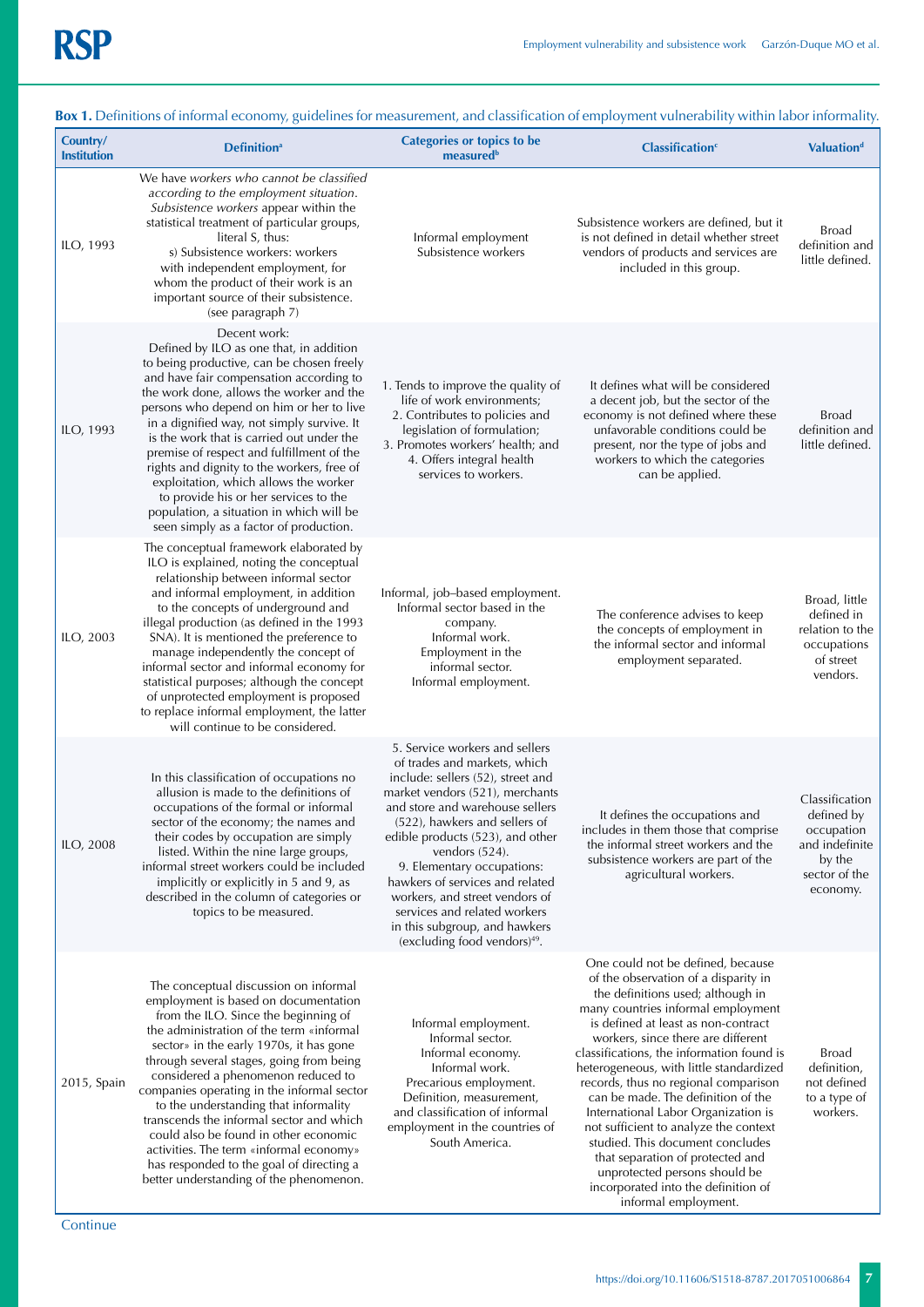**Box 1.** Definitions of informal economy, guidelines for measurement, and classification of employment vulnerability within labor informality.

| Country/ Institution | Definition[a] | Categories or topics to be measured[b] | Classification[c] | Valuation[d] |
|---|---|---|---|---|
| ILO, 1993 | We have *workers who cannot be classified according to the employment situation*. *Subsistence workers* appear within the statistical treatment of particular groups, literal S, thus: s) Subsistence workers: workers with independent employment, for whom the product of their work is an important source of their subsistence. (see paragraph 7) | Informal employment Subsistence workers | Subsistence workers are defined, but it is not defined in detail whether street vendors of products and services are included in this group. | Broad definition and little defined. |
| ILO, 1993 | Decent work: Defined by ILO as one that, in addition to being productive, can be chosen freely and have fair compensation according to the work done, allows the worker and the persons who depend on him or her to live in a dignified way, not simply survive. It is the work that is carried out under the premise of respect and fulfillment of the rights and dignity to the workers, free of exploitation, which allows the worker to provide his or her services to the population, a situation in which will be seen simply as a factor of production. | 1. Tends to improve the quality of life of work environments; 2. Contributes to policies and legislation of formulation; 3. Promotes workers' health; and 4. Offers integral health services to workers. | It defines what will be considered a decent job, but the sector of the economy is not defined where these unfavorable conditions could be present, nor the type of jobs and workers to which the categories can be applied. | Broad definition and little defined. |
| ILO, 2003 | The conceptual framework elaborated by ILO is explained, noting the conceptual relationship between informal sector and informal employment, in addition to the concepts of underground and illegal production (as defined in the 1993 SNA). It is mentioned the preference to manage independently the concept of informal sector and informal economy for statistical purposes; although the concept of unprotected employment is proposed to replace informal employment, the latter will continue to be considered. | Informal, job–based employment. Informal sector based in the company. Informal work. Employment in the informal sector. Informal employment. | The conference advises to keep the concepts of employment in the informal sector and informal employment separated. | Broad, little defined in relation to the occupations of street vendors. |
| ILO, 2008 | In this classification of occupations no allusion is made to the definitions of occupations of the formal or informal sector of the economy; the names and their codes by occupation are simply listed. Within the nine large groups, informal street workers could be included implicitly or explicitly in 5 and 9, as described in the column of categories or topics to be measured. | 5. Service workers and sellers of trades and markets, which include: sellers (52), street and market vendors (521), merchants and store and warehouse sellers (522), hawkers and sellers of edible products (523), and other vendors (524). 9. Elementary occupations: hawkers of services and related workers, and street vendors of services and related workers in this subgroup, and hawkers (excluding food vendors)[49]. | It defines the occupations and includes in them those that comprise the informal street workers and the subsistence workers are part of the agricultural workers. | Classification defined by occupation and indefinite by the sector of the economy. |
| 2015, Spain | The conceptual discussion on informal employment is based on documentation from the ILO. Since the beginning of the administration of the term «informal sector» in the early 1970s, it has gone through several stages, going from being considered a phenomenon reduced to companies operating in the informal sector to the understanding that informality transcends the informal sector and which could also be found in other economic activities. The term «informal economy» has responded to the goal of directing a better understanding of the phenomenon. | Informal employment. Informal sector. Informal economy. Informal work. Precarious employment. Definition, measurement, and classification of informal employment in the countries of South America. | One could not be defined, because of the observation of a disparity in the definitions used; although in many countries informal employment is defined at least as non-contract workers, since there are different classifications, the information found is heterogeneous, with little standardized records, thus no regional comparison can be made. The definition of the International Labor Organization is not sufficient to analyze the context studied. This document concludes that separation of protected and unprotected persons should be incorporated into the definition of informal employment. | Broad definition, not defined to a type of workers. |

Continue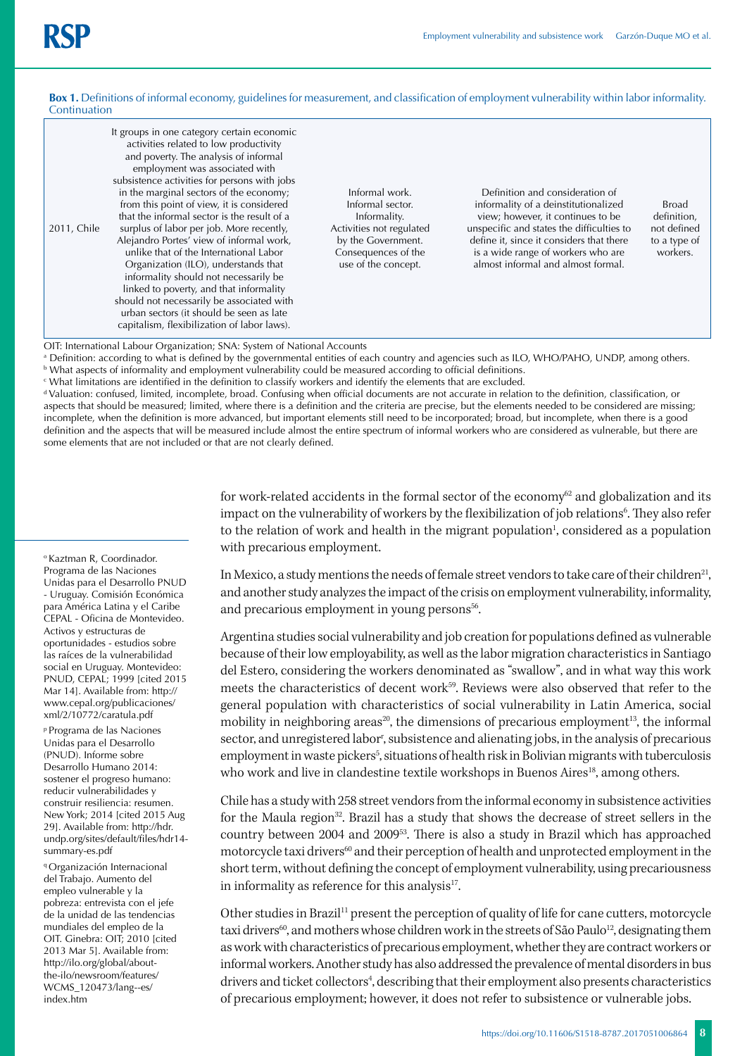**Box 1.** Definitions of informal economy, guidelines for measurement, and classification of employment vulnerability within labor informality. Continuation

| | | | | |
|---|---|---|---|---|
| 2011, Chile | It groups in one category certain economic activities related to low productivity and poverty. The analysis of informal employment was associated with subsistence activities for persons with jobs in the marginal sectors of the economy; from this point of view, it is considered that the informal sector is the result of a surplus of labor per job. More recently, Alejandro Portes' view of informal work, unlike that of the International Labor Organization (ILO), understands that informality should not necessarily be linked to poverty, and that informality should not necessarily be associated with urban sectors (it should be seen as late capitalism, flexibilization of labor laws). | Informal work. Informal sector. Informality. Activities not regulated by the Government. Consequences of the use of the concept. | Definition and consideration of informality of a deinstitutionalized view; however, it continues to be unspecific and states the difficulties to define it, since it considers that there is a wide range of workers who are almost informal and almost formal. | Broad definition, not defined to a type of workers. |

OIT: International Labour Organization; SNA: System of National Accounts

[a] Definition: according to what is defined by the governmental entities of each country and agencies such as ILO, WHO/PAHO, UNDP, among others.

[b] What aspects of informality and employment vulnerability could be measured according to official definitions.

[c] What limitations are identified in the definition to classify workers and identify the elements that are excluded.

[d] Valuation: confused, limited, incomplete, broad. Confusing when official documents are not accurate in relation to the definition, classification, or aspects that should be measured; limited, where there is a definition and the criteria are precise, but the elements needed to be considered are missing; incomplete, when the definition is more advanced, but important elements still need to be incorporated; broad, but incomplete, when there is a good definition and the aspects that will be measured include almost the entire spectrum of informal workers who are considered as vulnerable, but there are some elements that are not included or that are not clearly defined.

for work-related accidents in the formal sector of the economy[62] and globalization and its impact on the vulnerability of workers by the flexibilization of job relations[6]. They also refer to the relation of work and health in the migrant population[1], considered as a population with precarious employment.

In Mexico, a study mentions the needs of female street vendors to take care of their children[21], and another study analyzes the impact of the crisis on employment vulnerability, informality, and precarious employment in young persons[56].

Argentina studies social vulnerability and job creation for populations defined as vulnerable because of their low employability, as well as the labor migration characteristics in Santiago del Estero, considering the workers denominated as "swallow", and in what way this work meets the characteristics of decent work[59]. Reviews were also observed that refer to the general population with characteristics of social vulnerability in Latin America, social mobility in neighboring areas[20], the dimensions of precarious employment[13], the informal sector, and unregistered labor[r], subsistence and alienating jobs, in the analysis of precarious employment in waste pickers[5], situations of health risk in Bolivian migrants with tuberculosis who work and live in clandestine textile workshops in Buenos Aires[18], among others.

Chile has a study with 258 street vendors from the informal economy in subsistence activities for the Maula region[32]. Brazil has a study that shows the decrease of street sellers in the country between 2004 and 2009[53]. There is also a study in Brazil which has approached motorcycle taxi drivers[60] and their perception of health and unprotected employment in the short term, without defining the concept of employment vulnerability, using precariousness in informality as reference for this analysis[17].

Other studies in Brazil[11] present the perception of quality of life for cane cutters, motorcycle taxi drivers[60], and mothers whose children work in the streets of São Paulo[12], designating them as work with characteristics of precarious employment, whether they are contract workers or informal workers. Another study has also addressed the prevalence of mental disorders in bus drivers and ticket collectors[4], describing that their employment also presents characteristics of precarious employment; however, it does not refer to subsistence or vulnerable jobs.

[o] Kaztman R, Coordinador. Programa de las Naciones Unidas para el Desarrollo PNUD - Uruguay. Comisión Económica para América Latina y el Caribe CEPAL - Oficina de Montevideo. Activos y estructuras de oportunidades - estudios sobre las raíces de la vulnerabilidad social en Uruguay. Montevideo: PNUD, CEPAL; 1999 [cited 2015 Mar 14]. Available from: http://www.cepal.org/publicaciones/xml/2/10772/caratula.pdf

[p] Programa de las Naciones Unidas para el Desarrollo (PNUD). Informe sobre Desarrollo Humano 2014: sostener el progreso humano: reducir vulnerabilidades y construir resiliencia: resumen. New York; 2014 [cited 2015 Aug 29]. Available from: http://hdr.undp.org/sites/default/files/hdr14-summary-es.pdf

[q] Organización Internacional del Trabajo. Aumento del empleo vulnerable y la pobreza: entrevista con el jefe de la unidad de las tendencias mundiales del empleo de la OIT. Ginebra: OIT; 2010 [cited 2013 Mar 5]. Available from: http://ilo.org/global/about-the-ilo/newsroom/features/WCMS_120473/lang--es/index.htm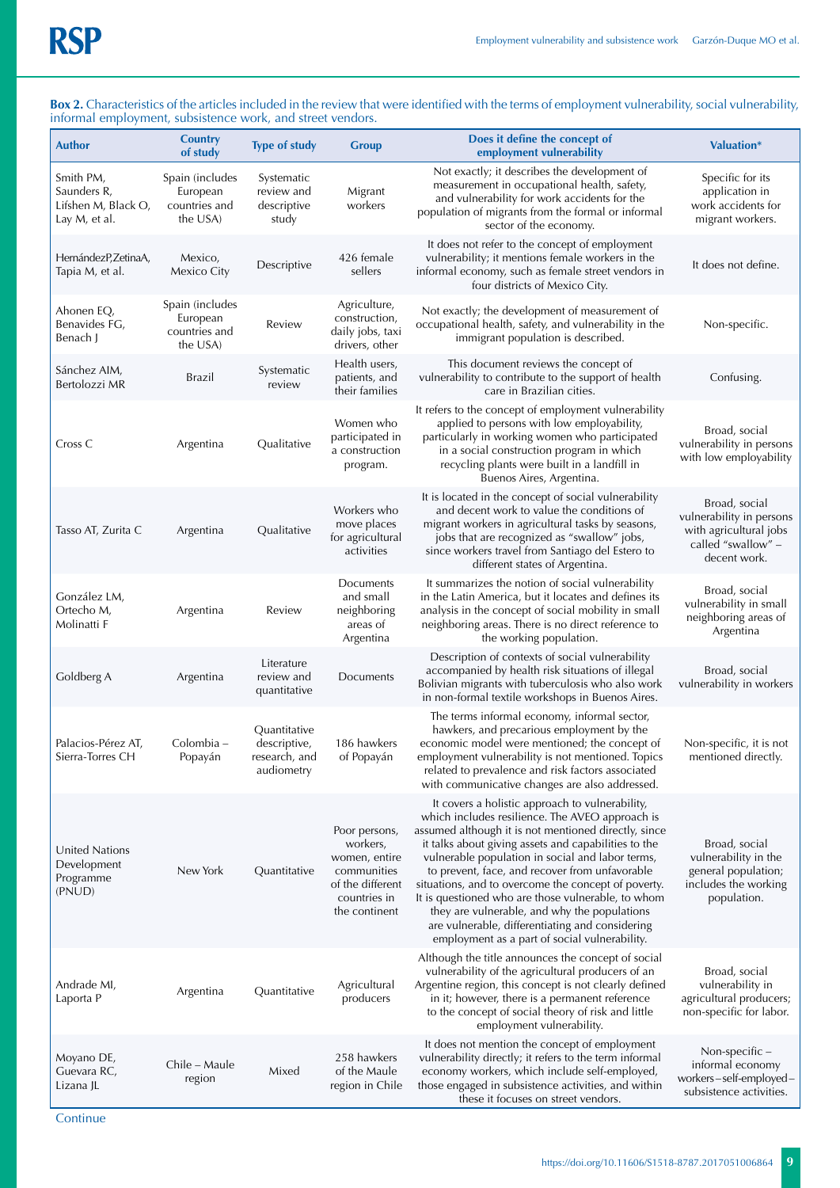**Box 2.** Characteristics of the articles included in the review that were identified with the terms of employment vulnerability, social vulnerability, informal employment, subsistence work, and street vendors.

| Author | Country of study | Type of study | Group | Does it define the concept of employment vulnerability | Valuation* |
|---|---|---|---|---|---|
| Smith PM, Saunders R, Lifshen M, Black O, Lay M, et al. | Spain (includes European countries and the USA) | Systematic review and descriptive study | Migrant workers | Not exactly; it describes the development of measurement in occupational health, safety, and vulnerability for work accidents for the population of migrants from the formal or informal sector of the economy. | Specific for its application in work accidents for migrant workers. |
| HernándezP,ZetinaA, Tapia M, et al. | Mexico, Mexico City | Descriptive | 426 female sellers | It does not refer to the concept of employment vulnerability; it mentions female workers in the informal economy, such as female street vendors in four districts of Mexico City. | It does not define. |
| Ahonen EQ, Benavides FG, Benach J | Spain (includes European countries and the USA) | Review | Agriculture, construction, daily jobs, taxi drivers, other | Not exactly; the development of measurement of occupational health, safety, and vulnerability in the immigrant population is described. | Non-specific. |
| Sánchez AIM, Bertolozzi MR | Brazil | Systematic review | Health users, patients, and their families | This document reviews the concept of vulnerability to contribute to the support of health care in Brazilian cities. | Confusing. |
| Cross C | Argentina | Qualitative | Women who participated in a construction program. | It refers to the concept of employment vulnerability applied to persons with low employability, particularly in working women who participated in a social construction program in which recycling plants were built in a landfill in Buenos Aires, Argentina. | Broad, social vulnerability in persons with low employability |
| Tasso AT, Zurita C | Argentina | Qualitative | Workers who move places for agricultural activities | It is located in the concept of social vulnerability and decent work to value the conditions of migrant workers in agricultural tasks by seasons, jobs that are recognized as "swallow" jobs, since workers travel from Santiago del Estero to different states of Argentina. | Broad, social vulnerability in persons with agricultural jobs called "swallow" – decent work. |
| González LM, Ortecho M, Molinatti F | Argentina | Review | Documents and small neighboring areas of Argentina | It summarizes the notion of social vulnerability in the Latin America, but it locates and defines its analysis in the concept of social mobility in small neighboring areas. There is no direct reference to the working population. | Broad, social vulnerability in small neighboring areas of Argentina |
| Goldberg A | Argentina | Literature review and quantitative | Documents | Description of contexts of social vulnerability accompanied by health risk situations of illegal Bolivian migrants with tuberculosis who also work in non-formal textile workshops in Buenos Aires. | Broad, social vulnerability in workers |
| Palacios-Pérez AT, Sierra-Torres CH | Colombia – Popayán | Quantitative descriptive, research, and audiometry | 186 hawkers of Popayán | The terms informal economy, informal sector, hawkers, and precarious employment by the economic model were mentioned; the concept of employment vulnerability is not mentioned. Topics related to prevalence and risk factors associated with communicative changes are also addressed. | Non-specific, it is not mentioned directly. |
| United Nations Development Programme (PNUD) | New York | Quantitative | Poor persons, workers, women, entire communities of the different countries in the continent | It covers a holistic approach to vulnerability, which includes resilience. The AVEO approach is assumed although it is not mentioned directly, since it talks about giving assets and capabilities to the vulnerable population in social and labor terms, to prevent, face, and recover from unfavorable situations, and to overcome the concept of poverty. It is questioned who are those vulnerable, to whom they are vulnerable, and why the populations are vulnerable, differentiating and considering employment as a part of social vulnerability. | Broad, social vulnerability in the general population; includes the working population. |
| Andrade MI, Laporta P | Argentina | Quantitative | Agricultural producers | Although the title announces the concept of social vulnerability of the agricultural producers of an Argentine region, this concept is not clearly defined in it; however, there is a permanent reference to the concept of social theory of risk and little employment vulnerability. | Broad, social vulnerability in agricultural producers; non-specific for labor. |
| Moyano DE, Guevara RC, Lizana JL | Chile – Maule region | Mixed | 258 hawkers of the Maule region in Chile | It does not mention the concept of employment vulnerability directly; it refers to the term informal economy workers, which include self-employed, those engaged in subsistence activities, and within these it focuses on street vendors. | Non-specific – informal economy workers – self-employed – subsistence activities. |

Continue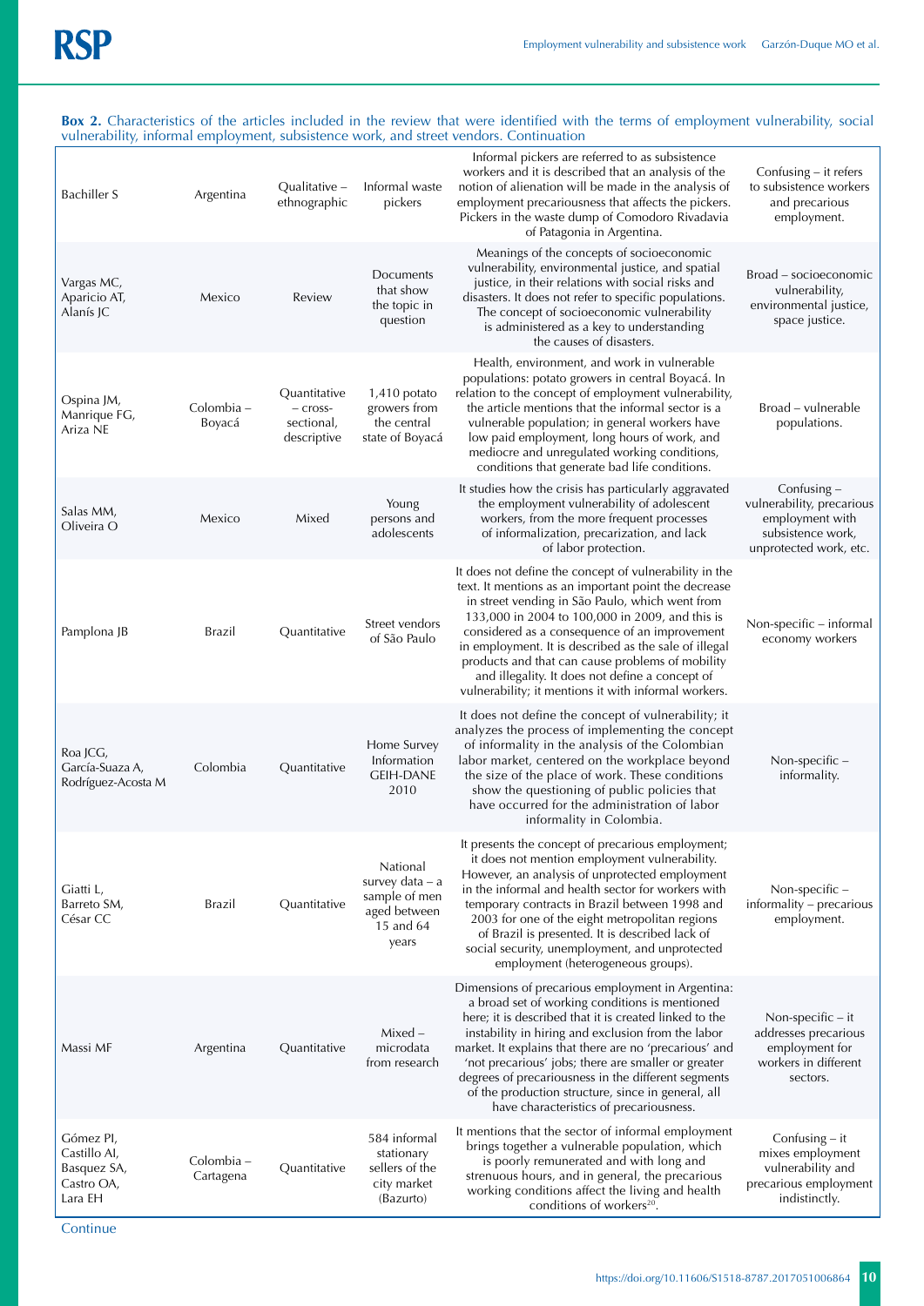**Box 2.** Characteristics of the articles included in the review that were identified with the terms of employment vulnerability, social vulnerability, informal employment, subsistence work, and street vendors. Continuation

| | | | | | |
|---|---|---|---|---|---|
| Bachiller S | Argentina | Qualitative – ethnographic | Informal waste pickers | Informal pickers are referred to as subsistence workers and it is described that an analysis of the notion of alienation will be made in the analysis of employment precariousness that affects the pickers. Pickers in the waste dump of Comodoro Rivadavia of Patagonia in Argentina. | Confusing – it refers to subsistence workers and precarious employment. |
| Vargas MC, Aparicio AT, Alanís JC | Mexico | Review | Documents that show the topic in question | Meanings of the concepts of socioeconomic vulnerability, environmental justice, and spatial justice, in their relations with social risks and disasters. It does not refer to specific populations. The concept of socioeconomic vulnerability is administered as a key to understanding the causes of disasters. | Broad – socioeconomic vulnerability, environmental justice, space justice. |
| Ospina JM, Manrique FG, Ariza NE | Colombia – Boyacá | Quantitative – cross-sectional, descriptive | 1,410 potato growers from the central state of Boyacá | Health, environment, and work in vulnerable populations: potato growers in central Boyacá. In relation to the concept of employment vulnerability, the article mentions that the informal sector is a vulnerable population; in general workers have low paid employment, long hours of work, and mediocre and unregulated working conditions, conditions that generate bad life conditions. | Broad – vulnerable populations. |
| Salas MM, Oliveira O | Mexico | Mixed | Young persons and adolescents | It studies how the crisis has particularly aggravated the employment vulnerability of adolescent workers, from the more frequent processes of informalization, precarization, and lack of labor protection. | Confusing – vulnerability, precarious employment with subsistence work, unprotected work, etc. |
| Pamplona JB | Brazil | Quantitative | Street vendors of São Paulo | It does not define the concept of vulnerability in the text. It mentions as an important point the decrease in street vending in São Paulo, which went from 133,000 in 2004 to 100,000 in 2009, and this is considered as a consequence of an improvement in employment. It is described as the sale of illegal products and that can cause problems of mobility and illegality. It does not define a concept of vulnerability; it mentions it with informal workers. | Non-specific – informal economy workers |
| Roa JCG, García-Suaza A, Rodríguez-Acosta M | Colombia | Quantitative | Home Survey Information GEIH-DANE 2010 | It does not define the concept of vulnerability; it analyzes the process of implementing the concept of informality in the analysis of the Colombian labor market, centered on the workplace beyond the size of the place of work. These conditions show the questioning of public policies that have occurred for the administration of labor informality in Colombia. | Non-specific – informality. |
| Giatti L, Barreto SM, César CC | Brazil | Quantitative | National survey data – a sample of men aged between 15 and 64 years | It presents the concept of precarious employment; it does not mention employment vulnerability. However, an analysis of unprotected employment in the informal and health sector for workers with temporary contracts in Brazil between 1998 and 2003 for one of the eight metropolitan regions of Brazil is presented. It is described lack of social security, unemployment, and unprotected employment (heterogeneous groups). | Non-specific – informality – precarious employment. |
| Massi MF | Argentina | Quantitative | Mixed – microdata from research | Dimensions of precarious employment in Argentina: a broad set of working conditions is mentioned here; it is described that it is created linked to the instability in hiring and exclusion from the labor market. It explains that there are no 'precarious' and 'not precarious' jobs; there are smaller or greater degrees of precariousness in the different segments of the production structure, since in general, all have characteristics of precariousness. | Non-specific – it addresses precarious employment for workers in different sectors. |
| Gómez PI, Castillo AI, Basquez SA, Castro OA, Lara EH | Colombia – Cartagena | Quantitative | 584 informal stationary sellers of the city market (Bazurto) | It mentions that the sector of informal employment brings together a vulnerable population, which is poorly remunerated and with long and strenuous hours, and in general, the precarious working conditions affect the living and health conditions of workers[20]. | Confusing – it mixes employment vulnerability and precarious employment indistinctly. |

Continue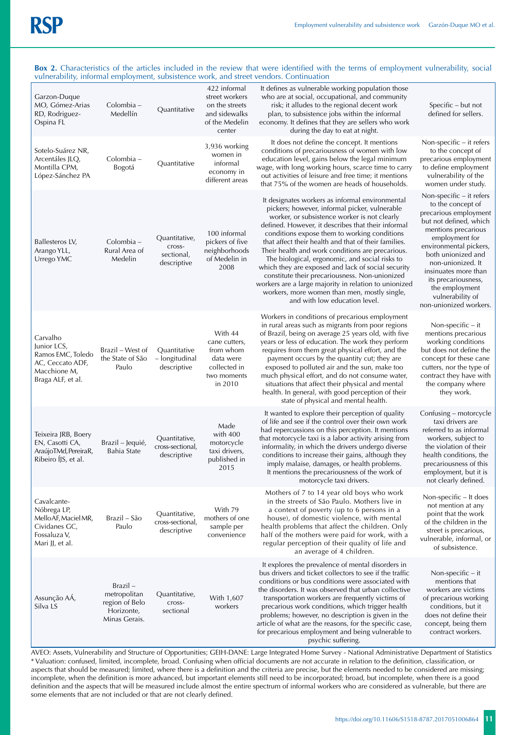**Box 2.** Characteristics of the articles included in the review that were identified with the terms of employment vulnerability, social vulnerability, informal employment, subsistence work, and street vendors. Continuation

| | | | | | |
|---|---|---|---|---|---|
| Garzon-Duque MO, Gómez-Arias RD, Rodriguez-Ospina FL | Colombia – Medellín | Quantitative | 422 informal street workers on the streets and sidewalks of the Medelin center | It defines as vulnerable working population those who are at social, occupational, and community risk; it alludes to the regional decent work plan, to subsistence jobs within the informal economy. It defines that they are sellers who work during the day to eat at night. | Specific – but not defined for sellers. |
| Sotelo-Suárez NR, Arcentáles JLQ, Montilla CPM, López-Sánchez PA | Colombia – Bogotá | Quantitative | 3,936 working women in informal economy in different areas | It does not define the concept. It mentions conditions of precariousness of women with low education level, gains below the legal minimum wage, with long working hours, scarce time to carry out activities of leisure and free time; it mentions that 75% of the women are heads of households. | Non-specific – it refers to the concept of precarious employment to define employment vulnerability of the women under study. |
| Ballesteros LV, Arango YLL, Urrego YMC | Colombia – Rural Area of Medelin | Quantitative, cross-sectional, descriptive | 100 informal pickers of five neighborhoods of Medellin in 2008 | It designates workers as informal environmental pickers; however, informal picker, vulnerable worker, or subsistence worker is not clearly defined. However, it describes that their informal conditions expose them to working conditions that affect their health and that of their families. Their health and work conditions are precarious. The biological, ergonomic, and social risks to which they are exposed and lack of social security constitute their precariousness. Non-unionized workers are a large majority in relation to unionized workers, more women than men, mostly single, and with low education level. | Non-specific – it refers to the concept of precarious employment but not defined, which mentions precarious employment for environmental pickers, both unionized and non-unionized. It insinuates more than its precariousness, the employment vulnerability of non-unionized workers. |
| Carvalho Junior LCS, Ramos EMC, Toledo AC, Ceccato ADF, Macchione M, Braga ALF, et al. | Brazil – West of the State of São Paulo | Quantitative – longitudinal descriptive | With 44 cane cutters, from whom data were collected in two moments in 2010 | Workers in conditions of precarious employment in rural areas such as migrants from poor regions of Brazil, being on average 25 years old, with five years or less of education. The work they perform requires from them great physical effort, and the payment occurs by the quantity cut; they are exposed to polluted air and the sun, make too much physical effort, and do not consume water, situations that affect their physical and mental health. In general, with good perception of their state of physical and mental health. | Non-specific – it mentions precarious working conditions but does not define the concept for these cane cutters, nor the type of contract they have with the company where they work. |
| Teixeira JRB, Boery EN, Casotti CA, AraújoTMd, PereiraR, Ribeiro ÍJS, et al. | Brazil – Jequié, Bahia State | Quantitative, cross-sectional, descriptive | Made with 400 motorcycle taxi drivers, published in 2015 | It wanted to explore their perception of quality of life and see if the control over their own work had repercussions on this perception. It mentions that motorcycle taxi is a labor activity arising from informality, in which the drivers undergo diverse conditions to increase their gains, although they imply malaise, damages, or health problems. It mentions the precariousness of the work of motorcycle taxi drivers. | Confusing – motorcycle taxi drivers are referred to as informal workers, subject to the violation of their health conditions, the precariousness of this employment, but it is not clearly defined. |
| Cavalcante-Nóbrega LP, MelloAF, MacielMR, Cividanes GC, Fossaluza V, Mari JJ, et al. | Brazil – São Paulo | Quantitative, cross-sectional, descriptive | With 79 mothers of one sample per convenience | Mothers of 7 to 14 year old boys who work in the streets of São Paulo. Mothers live in a context of poverty (up to 6 persons in a house), of domestic violence, with mental health problems that affect the children. Only half of the mothers were paid for work, with a regular perception of their quality of life and an average of 4 children. | Non-specific – It does not mention at any point that the work of the children in the street is precarious, vulnerable, informal, or of subsistence. |
| Assunção AÁ, Silva LS | Brazil – metropolitan region of Belo Horizonte, Minas Gerais. | Quantitative, cross-sectional | With 1,607 workers | It explores the prevalence of mental disorders in bus drivers and ticket collectors to see if the traffic conditions or bus conditions were associated with the disorders. It was observed that urban collective transportation workers are frequently victims of precarious work conditions, which trigger health problems; however, no description is given in the article of what are the reasons, for the specific case, for precarious employment and being vulnerable to psychic suffering. | Non-specific – it mentions that workers are victims of precarious working conditions, but it does not define their concept, being them contract workers. |

AVEO: Assets, Vulnerability and Structure of Opportunities; GEIH-DANE: Large Integrated Home Survey - National Administrative Department of Statistics

* Valuation: confused, limited, incomplete, broad. Confusing when official documents are not accurate in relation to the definition, classification, or aspects that should be measured; limited, where there is a definition and the criteria are precise, but the elements needed to be considered are missing; incomplete, when the definition is more advanced, but important elements still need to be incorporated; broad, but incomplete, when there is a good definition and the aspects that will be measured include almost the entire spectrum of informal workers who are considered as vulnerable, but there are some elements that are not included or that are not clearly defined.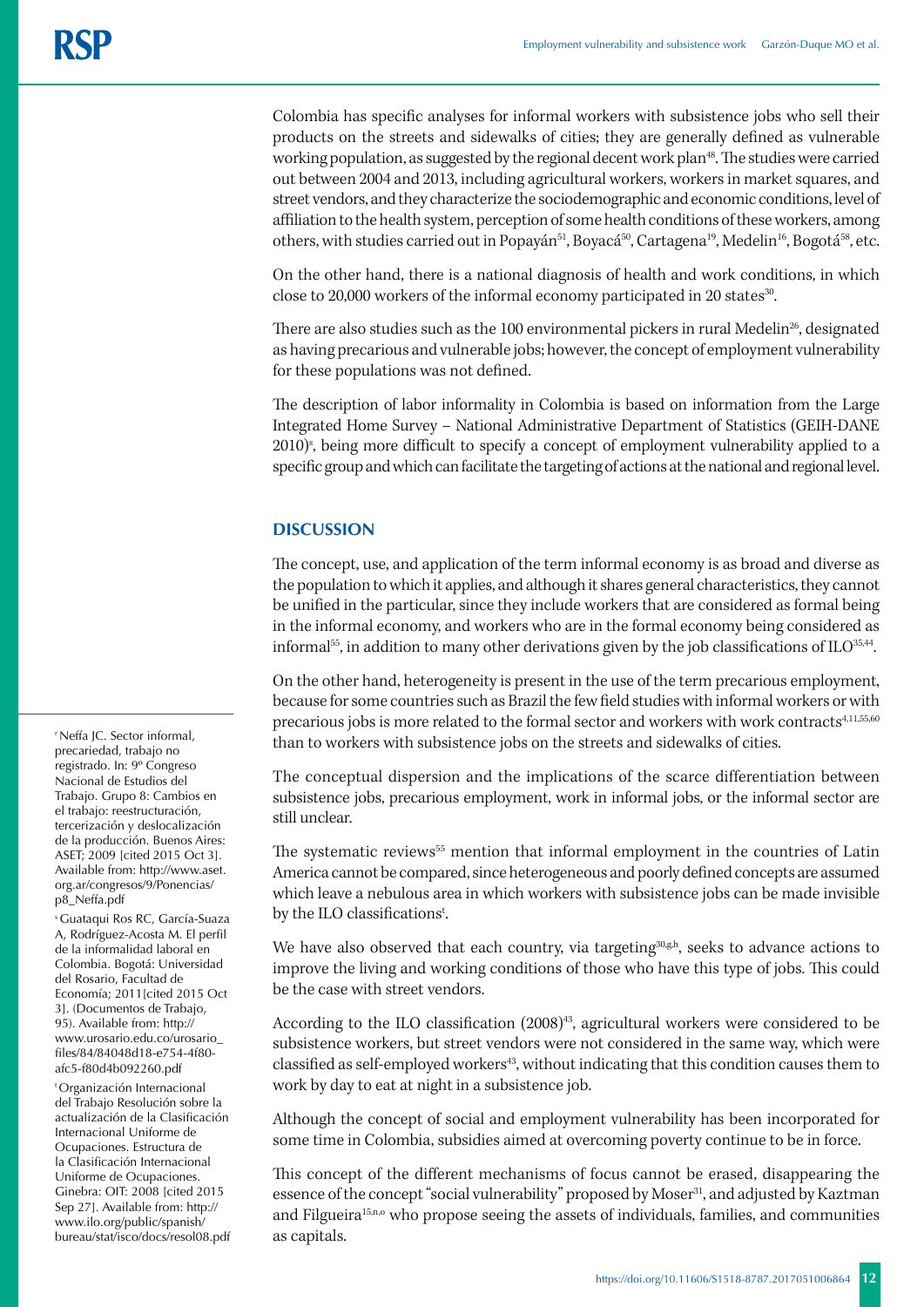Colombia has specific analyses for informal workers with subsistence jobs who sell their products on the streets and sidewalks of cities; they are generally defined as vulnerable working population, as suggested by the regional decent work plan[48]. The studies were carried out between 2004 and 2013, including agricultural workers, workers in market squares, and street vendors, and they characterize the sociodemographic and economic conditions, level of affiliation to the health system, perception of some health conditions of these workers, among others, with studies carried out in Popayán[51], Boyacá[50], Cartagena[19], Medelin[16], Bogotá[58], etc.

On the other hand, there is a national diagnosis of health and work conditions, in which close to 20,000 workers of the informal economy participated in 20 states[30].

There are also studies such as the 100 environmental pickers in rural Medelin[26], designated as having precarious and vulnerable jobs; however, the concept of employment vulnerability for these populations was not defined.

The description of labor informality in Colombia is based on information from the Large Integrated Home Survey – National Administrative Department of Statistics (GEIH-DANE 2010)[s], being more difficult to specify a concept of employment vulnerability applied to a specific group and which can facilitate the targeting of actions at the national and regional level.

## DISCUSSION

The concept, use, and application of the term informal economy is as broad and diverse as the population to which it applies, and although it shares general characteristics, they cannot be unified in the particular, since they include workers that are considered as formal being in the informal economy, and workers who are in the formal economy being considered as informal[55], in addition to many other derivations given by the job classifications of ILO[35,44].

On the other hand, heterogeneity is present in the use of the term precarious employment, because for some countries such as Brazil the few field studies with informal workers or with precarious jobs is more related to the formal sector and workers with work contracts[4,11,55,60] than to workers with subsistence jobs on the streets and sidewalks of cities.

The conceptual dispersion and the implications of the scarce differentiation between subsistence jobs, precarious employment, work in informal jobs, or the informal sector are still unclear.

The systematic reviews[55] mention that informal employment in the countries of Latin America cannot be compared, since heterogeneous and poorly defined concepts are assumed which leave a nebulous area in which workers with subsistence jobs can be made invisible by the ILO classifications[t].

We have also observed that each country, via targeting[30,g,h], seeks to advance actions to improve the living and working conditions of those who have this type of jobs. This could be the case with street vendors.

According to the ILO classification (2008)[43], agricultural workers were considered to be subsistence workers, but street vendors were not considered in the same way, which were classified as self-employed workers[43], without indicating that this condition causes them to work by day to eat at night in a subsistence job.

Although the concept of social and employment vulnerability has been incorporated for some time in Colombia, subsidies aimed at overcoming poverty continue to be in force.

This concept of the different mechanisms of focus cannot be erased, disappearing the essence of the concept "social vulnerability" proposed by Moser[31], and adjusted by Kaztman and Filgueira[15,n,o] who propose seeing the assets of individuals, families, and communities as capitals.

---

[r] Neffa JC. Sector informal, precariedad, trabajo no registrado. In: 9º Congreso Nacional de Estudios del Trabajo. Grupo 8: Cambios en el trabajo: reestructuración, tercerización y deslocalización de la producción. Buenos Aires: ASET; 2009 [cited 2015 Oct 3]. Available from: http://www.aset.org.ar/congresos/9/Ponencias/p8_Neffa.pdf

[s] Guataqui Ros RC, García-Suaza A, Rodríguez-Acosta M. El perfil de la informalidad laboral en Colombia. Bogotá: Universidad del Rosario, Facultad de Economía; 2011[cited 2015 Oct 3]. (Documentos de Trabajo, 95). Available from: http://www.urosario.edu.co/urosario_files/84/84048d18-e754-4f80-afc5-f80d4b092260.pdf

[t] Organización Internacional del Trabajo Resolución sobre la actualización de la Clasificación Internacional Uniforme de Ocupaciones. Estructura de la Clasificación Internacional Uniforme de Ocupaciones. Ginebra: OIT: 2008 [cited 2015 Sep 27]. Available from: http://www.ilo.org/public/spanish/bureau/stat/isco/docs/resol08.pdf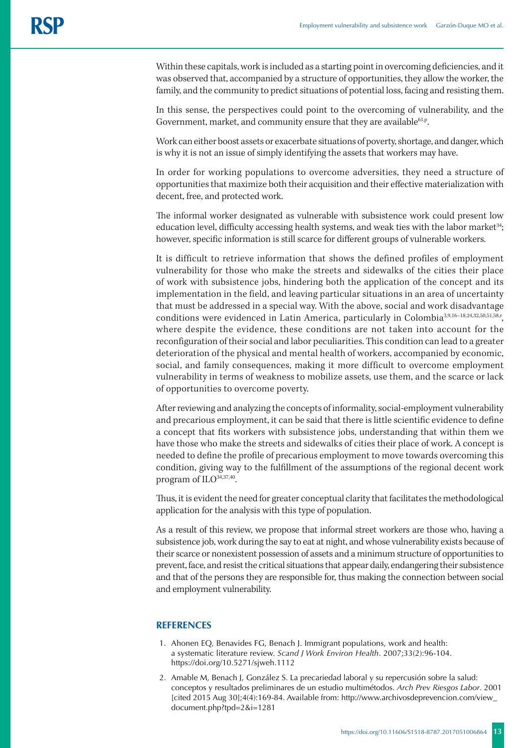Within these capitals, work is included as a starting point in overcoming deficiencies, and it was observed that, accompanied by a structure of opportunities, they allow the worker, the family, and the community to predict situations of potential loss, facing and resisting them.

In this sense, the perspectives could point to the overcoming of vulnerability, and the Government, market, and community ensure that they are available[61,p].

Work can either boost assets or exacerbate situations of poverty, shortage, and danger, which is why it is not an issue of simply identifying the assets that workers may have.

In order for working populations to overcome adversities, they need a structure of opportunities that maximize both their acquisition and their effective materialization with decent, free, and protected work.

The informal worker designated as vulnerable with subsistence work could present low education level, difficulty accessing health systems, and weak ties with the labor market[34]; however, specific information is still scarce for different groups of vulnerable workers.

It is difficult to retrieve information that shows the defined profiles of employment vulnerability for those who make the streets and sidewalks of the cities their place of work with subsistence jobs, hindering both the application of the concept and its implementation in the field, and leaving particular situations in an area of uncertainty that must be addressed in a special way. With the above, social and work disadvantage conditions were evidenced in Latin America, particularly in Colombia[3,9,16–18,24,32,50,51,58,r], where despite the evidence, these conditions are not taken into account for the reconfiguration of their social and labor peculiarities. This condition can lead to a greater deterioration of the physical and mental health of workers, accompanied by economic, social, and family consequences, making it more difficult to overcome employment vulnerability in terms of weakness to mobilize assets, use them, and the scarce or lack of opportunities to overcome poverty.

After reviewing and analyzing the concepts of informality, social-employment vulnerability and precarious employment, it can be said that there is little scientific evidence to define a concept that fits workers with subsistence jobs, understanding that within them we have those who make the streets and sidewalks of cities their place of work. A concept is needed to define the profile of precarious employment to move towards overcoming this condition, giving way to the fulfillment of the assumptions of the regional decent work program of ILO[34,37,40].

Thus, it is evident the need for greater conceptual clarity that facilitates the methodological application for the analysis with this type of population.

As a result of this review, we propose that informal street workers are those who, having a subsistence job, work during the say to eat at night, and whose vulnerability exists because of their scarce or nonexistent possession of assets and a minimum structure of opportunities to prevent, face, and resist the critical situations that appear daily, endangering their subsistence and that of the persons they are responsible for, thus making the connection between social and employment vulnerability.

## REFERENCES

1. Ahonen EQ, Benavides FG, Benach J. Immigrant populations, work and health: a systematic literature review. *Scand J Work Environ Health*. 2007;33(2):96-104. https://doi.org/10.5271/sjweh.1112
2. Amable M, Benach J, González S. La precariedad laboral y su repercusión sobre la salud: conceptos y resultados preliminares de un estudio multimétodos. *Arch Prev Riesgos Labor*. 2001 [cited 2015 Aug 30];4(4):169-84. Available from: http://www.archivosdeprevencion.com/view_document.php?tpd=2&i=1281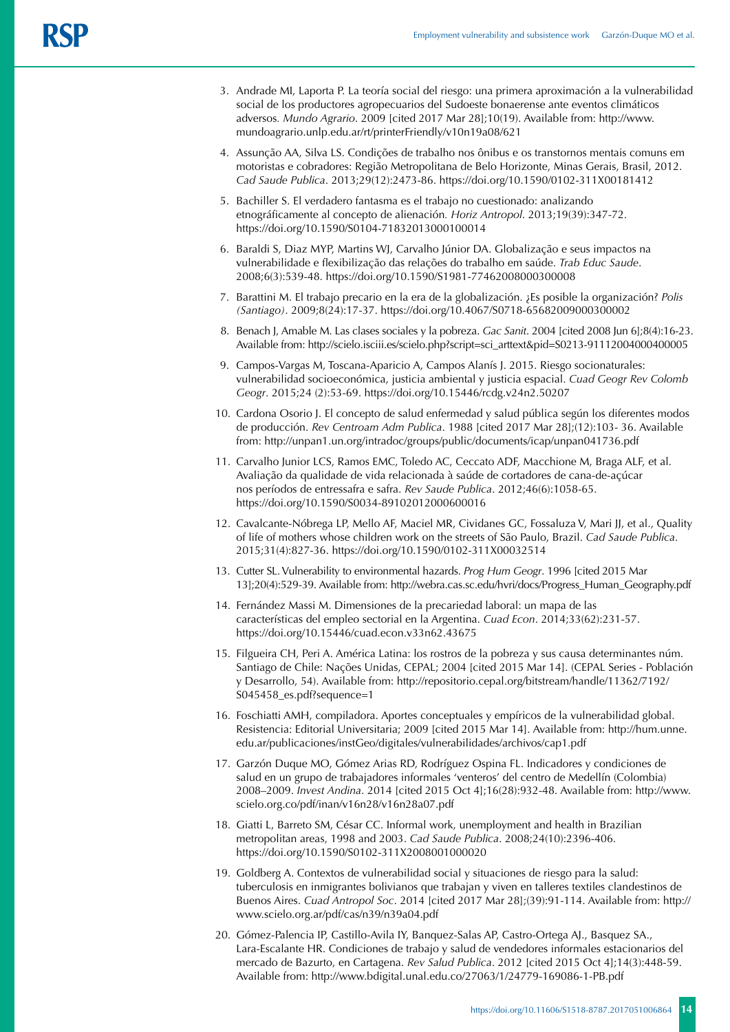3. Andrade MI, Laporta P. La teoría social del riesgo: una primera aproximación a la vulnerabilidad social de los productores agropecuarios del Sudoeste bonaerense ante eventos climáticos adversos. *Mundo Agrario*. 2009 [cited 2017 Mar 28];10(19). Available from: http://www.mundoagrario.unlp.edu.ar/rt/printerFriendly/v10n19a08/621
4. Assunção AA, Silva LS. Condições de trabalho nos ônibus e os transtornos mentais comuns em motoristas e cobradores: Região Metropolitana de Belo Horizonte, Minas Gerais, Brasil, 2012. *Cad Saude Publica*. 2013;29(12):2473-86. https://doi.org/10.1590/0102-311X00181412
5. Bachiller S. El verdadero fantasma es el trabajo no cuestionado: analizando etnográficamente al concepto de alienación. *Horiz Antropol*. 2013;19(39):347-72. https://doi.org/10.1590/S0104-71832013000100014
6. Baraldi S, Diaz MYP, Martins WJ, Carvalho Júnior DA. Globalização e seus impactos na vulnerabilidade e flexibilização das relações do trabalho em saúde. *Trab Educ Saude*. 2008;6(3):539-48. https://doi.org/10.1590/S1981-77462008000300008
7. Barattini M. El trabajo precario en la era de la globalización. ¿Es posible la organización? *Polis (Santiago)*. 2009;8(24):17-37. https://doi.org/10.4067/S0718-65682009000300002
8. Benach J, Amable M. Las clases sociales y la pobreza. *Gac Sanit*. 2004 [cited 2008 Jun 6];8(4):16-23. Available from: http://scielo.isciii.es/scielo.php?script=sci_arttext&pid=S0213-91112004000400005
9. Campos-Vargas M, Toscana-Aparicio A, Campos Alanís J. 2015. Riesgo socionaturales: vulnerabilidad socioeconómica, justicia ambiental y justicia espacial. *Cuad Geogr Rev Colomb Geogr*. 2015;24 (2):53-69. https://doi.org/10.15446/rcdg.v24n2.50207
10. Cardona Osorio J. El concepto de salud enfermedad y salud pública según los diferentes modos de producción. *Rev Centroam Adm Publica*. 1988 [cited 2017 Mar 28];(12):103- 36. Available from: http://unpan1.un.org/intradoc/groups/public/documents/icap/unpan041736.pdf
11. Carvalho Junior LCS, Ramos EMC, Toledo AC, Ceccato ADF, Macchione M, Braga ALF, et al. Avaliação da qualidade de vida relacionada à saúde de cortadores de cana-de-açúcar nos períodos de entressafra e safra. *Rev Saude Publica*. 2012;46(6):1058-65. https://doi.org/10.1590/S0034-89102012000600016
12. Cavalcante-Nóbrega LP, Mello AF, Maciel MR, Cividanes GC, Fossaluza V, Mari JJ, et al., Quality of life of mothers whose children work on the streets of São Paulo, Brazil. *Cad Saude Publica*. 2015;31(4):827-36. https://doi.org/10.1590/0102-311X00032514
13. Cutter SL. Vulnerability to environmental hazards. *Prog Hum Geogr*. 1996 [cited 2015 Mar 13];20(4):529-39. Available from: http://webra.cas.sc.edu/hvri/docs/Progress_Human_Geography.pdf
14. Fernández Massi M. Dimensiones de la precariedad laboral: un mapa de las características del empleo sectorial en la Argentina. *Cuad Econ*. 2014;33(62):231-57. https://doi.org/10.15446/cuad.econ.v33n62.43675
15. Filgueira CH, Peri A. América Latina: los rostros de la pobreza y sus causa determinantes núm. Santiago de Chile: Nações Unidas, CEPAL; 2004 [cited 2015 Mar 14]. (CEPAL Series - Población y Desarrollo, 54). Available from: http://repositorio.cepal.org/bitstream/handle/11362/7192/S045458_es.pdf?sequence=1
16. Foschiatti AMH, compiladora. Aportes conceptuales y empíricos de la vulnerabilidad global. Resistencia: Editorial Universitaria; 2009 [cited 2015 Mar 14]. Available from: http://hum.unne.edu.ar/publicaciones/instGeo/digitales/vulnerabilidades/archivos/cap1.pdf
17. Garzón Duque MO, Gómez Arias RD, Rodríguez Ospina FL. Indicadores y condiciones de salud en un grupo de trabajadores informales 'venteros' del centro de Medellín (Colombia) 2008–2009. *Invest Andina*. 2014 [cited 2015 Oct 4];16(28):932-48. Available from: http://www.scielo.org.co/pdf/inan/v16n28/v16n28a07.pdf
18. Giatti L, Barreto SM, César CC. Informal work, unemployment and health in Brazilian metropolitan areas, 1998 and 2003. *Cad Saude Publica*. 2008;24(10):2396-406. https://doi.org/10.1590/S0102-311X2008001000020
19. Goldberg A. Contextos de vulnerabilidad social y situaciones de riesgo para la salud: tuberculosis en inmigrantes bolivianos que trabajan y viven en talleres textiles clandestinos de Buenos Aires. *Cuad Antropol Soc*. 2014 [cited 2017 Mar 28];(39):91-114. Available from: http://www.scielo.org.ar/pdf/cas/n39/n39a04.pdf
20. Gómez-Palencia IP, Castillo-Avila IY, Banquez-Salas AP, Castro-Ortega AJ., Basquez SA., Lara-Escalante HR. Condiciones de trabajo y salud de vendedores informales estacionarios del mercado de Bazurto, en Cartagena. *Rev Salud Publica*. 2012 [cited 2015 Oct 4];14(3):448-59. Available from: http://www.bdigital.unal.edu.co/27063/1/24779-169086-1-PB.pdf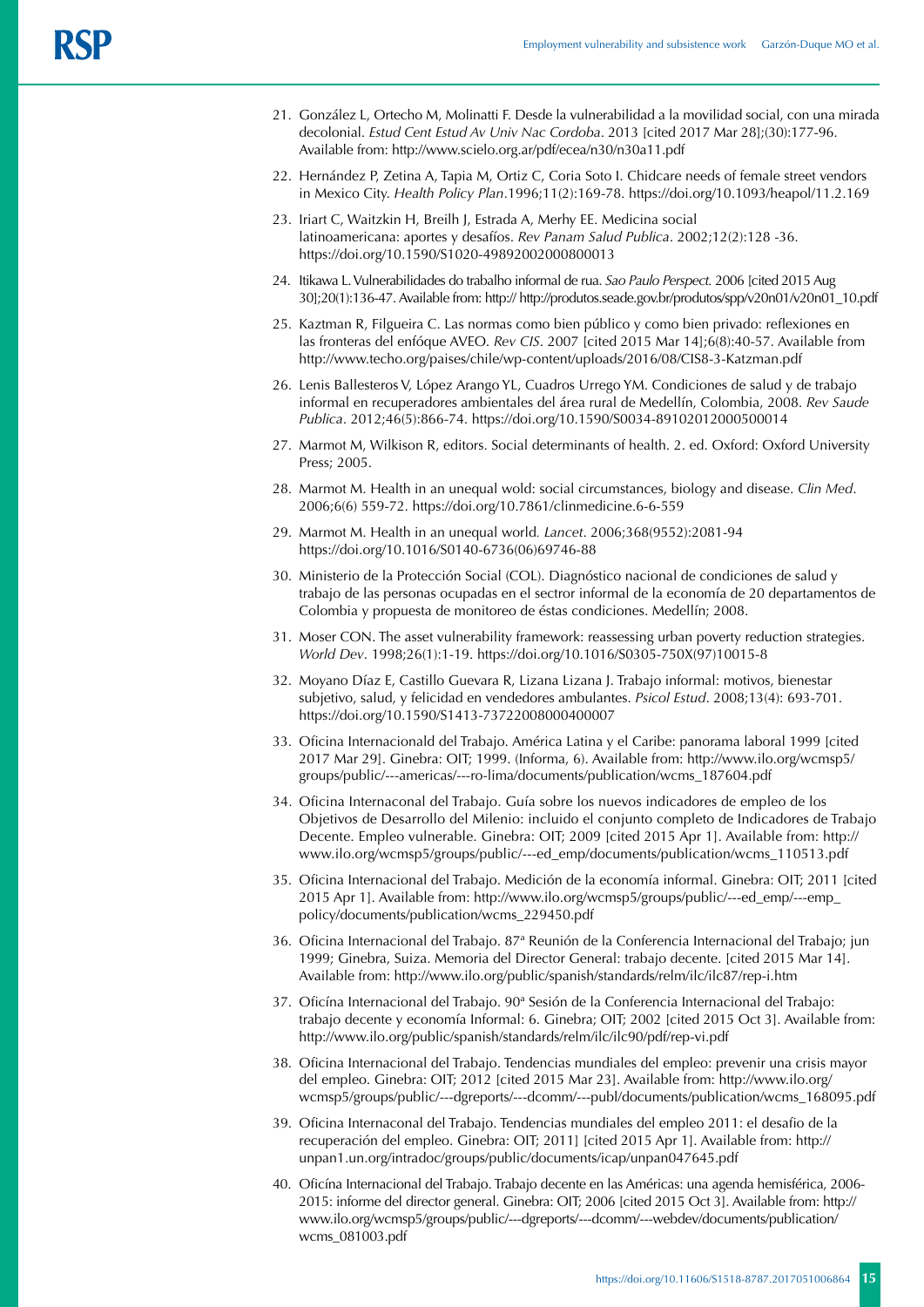21. González L, Ortecho M, Molinatti F. Desde la vulnerabilidad a la movilidad social, con una mirada decolonial. *Estud Cent Estud Av Univ Nac Cordoba*. 2013 [cited 2017 Mar 28];(30):177-96. Available from: http://www.scielo.org.ar/pdf/ecea/n30/n30a11.pdf

22. Hernández P, Zetina A, Tapia M, Ortiz C, Coria Soto I. Chidcare needs of female street vendors in Mexico City. *Health Policy Plan*.1996;11(2):169-78. https://doi.org/10.1093/heapol/11.2.169

23. Iriart C, Waitzkin H, Breilh J, Estrada A, Merhy EE. Medicina social latinoamericana: aportes y desafíos. *Rev Panam Salud Publica*. 2002;12(2):128 -36. https://doi.org/10.1590/S1020-49892002000800013

24. Itikawa L. Vulnerabilidades do trabalho informal de rua. *Sao Paulo Perspect.* 2006 [cited 2015 Aug 30];20(1):136-47. Available from: http:// http://produtos.seade.gov.br/produtos/spp/v20n01/v20n01_10.pdf

25. Kaztman R, Filgueira C. Las normas como bien público y como bien privado: reflexiones en las fronteras del enfóque AVEO. *Rev CIS*. 2007 [cited 2015 Mar 14];6(8):40-57. Available from http://www.techo.org/paises/chile/wp-content/uploads/2016/08/CIS8-3-Katzman.pdf

26. Lenis Ballesteros V, López Arango YL, Cuadros Urrego YM. Condiciones de salud y de trabajo informal en recuperadores ambientales del área rural de Medellín, Colombia, 2008. *Rev Saude Publica*. 2012;46(5):866-74. https://doi.org/10.1590/S0034-89102012000500014

27. Marmot M, Wilkison R, editors. Social determinants of health. 2. ed. Oxford: Oxford University Press; 2005.

28. Marmot M. Health in an unequal wold: social circumstances, biology and disease. *Clin Med*. 2006;6(6) 559-72. https://doi.org/10.7861/clinmedicine.6-6-559

29. Marmot M. Health in an unequal world. *Lancet*. 2006;368(9552):2081-94 https://doi.org/10.1016/S0140-6736(06)69746-88

30. Ministerio de la Protección Social (COL). Diagnóstico nacional de condiciones de salud y trabajo de las personas ocupadas en el sector informal de la economía de 20 departamentos de Colombia y propuesta de monitoreo de éstas condiciones. Medellín; 2008.

31. Moser CON. The asset vulnerability framework: reassessing urban poverty reduction strategies. *World Dev*. 1998;26(1):1-19. https://doi.org/10.1016/S0305-750X(97)10015-8

32. Moyano Díaz E, Castillo Guevara R, Lizana Lizana J. Trabajo informal: motivos, bienestar subjetivo, salud, y felicidad en vendedores ambulantes. *Psicol Estud*. 2008;13(4): 693-701. https://doi.org/10.1590/S1413-73722008000400007

33. Oficina Internacionald del Trabajo. América Latina y el Caribe: panorama laboral 1999 [cited 2017 Mar 29]. Ginebra: OIT; 1999. (Informa, 6). Available from: http://www.ilo.org/wcmsp5/groups/public/---americas/---ro-lima/documents/publication/wcms_187604.pdf

34. Oficina Internaconal del Trabajo. Guía sobre los nuevos indicadores de empleo de los Objetivos de Desarrollo del Milenio: incluido el conjunto completo de Indicadores de Trabajo Decente. Empleo vulnerable. Ginebra: OIT; 2009 [cited 2015 Apr 1]. Available from: http://www.ilo.org/wcmsp5/groups/public/---ed_emp/documents/publication/wcms_110513.pdf

35. Oficina Internacional del Trabajo. Medición de la economía informal. Ginebra: OIT; 2011 [cited 2015 Apr 1]. Available from: http://www.ilo.org/wcmsp5/groups/public/---ed_emp/---emp_policy/documents/publication/wcms_229450.pdf

36. Oficina Internacional del Trabajo. 87ª Reunión de la Conferencia Internacional del Trabajo; jun 1999; Ginebra, Suiza. Memoria del Director General: trabajo decente. [cited 2015 Mar 14]. Available from: http://www.ilo.org/public/spanish/standards/relm/ilc/ilc87/rep-i.htm

37. Oficína Internacional del Trabajo. 90ª Sesión de la Conferencia Internacional del Trabajo: trabajo decente y economía Informal: 6. Ginebra; OIT; 2002 [cited 2015 Oct 3]. Available from: http://www.ilo.org/public/spanish/standards/relm/ilc/ilc90/pdf/rep-vi.pdf

38. Oficina Internacional del Trabajo. Tendencias mundiales del empleo: prevenir una crisis mayor del empleo. Ginebra: OIT; 2012 [cited 2015 Mar 23]. Available from: http://www.ilo.org/wcmsp5/groups/public/---dgreports/---dcomm/---publ/documents/publication/wcms_168095.pdf

39. Oficina Internaconal del Trabajo. Tendencias mundiales del empleo 2011: el desafio de la recuperación del empleo. Ginebra: OIT; 2011] [cited 2015 Apr 1]. Available from: http://unpan1.un.org/intradoc/groups/public/documents/icap/unpan047645.pdf

40. Oficína Internacional del Trabajo. Trabajo decente en las Américas: una agenda hemisférica, 2006-2015: informe del director general. Ginebra: OIT; 2006 [cited 2015 Oct 3]. Available from: http://www.ilo.org/wcmsp5/groups/public/---dgreports/---dcomm/---webdev/documents/publication/wcms_081003.pdf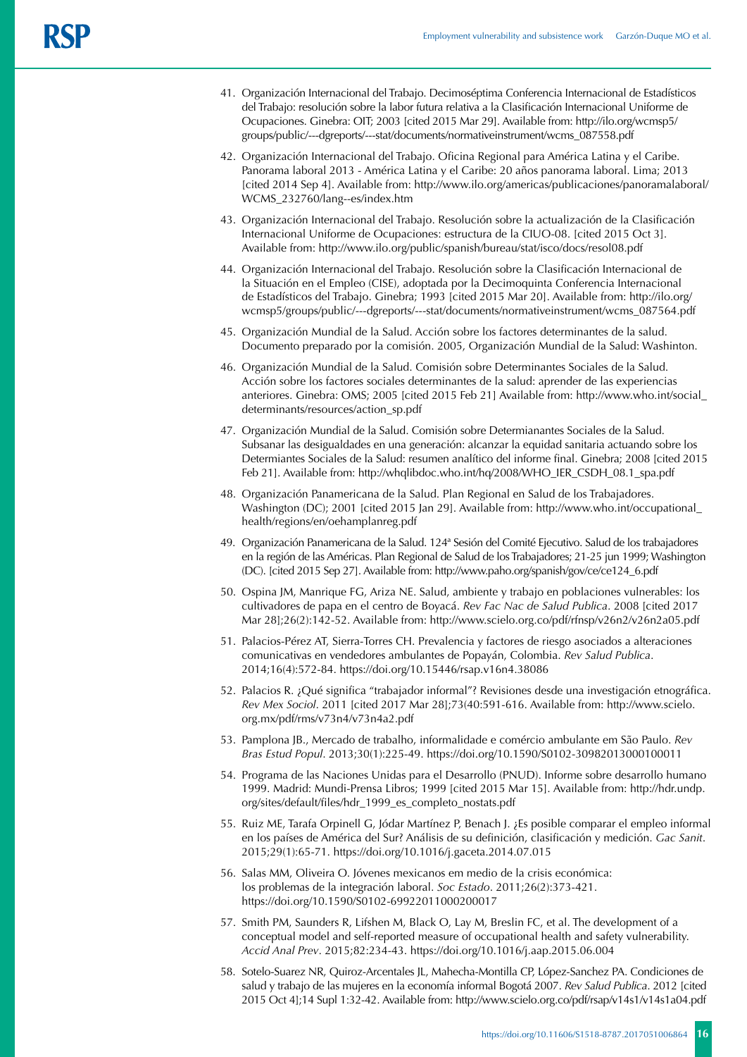41. Organización Internacional del Trabajo. Decimoséptima Conferencia Internacional de Estadísticos del Trabajo: resolución sobre la labor futura relativa a la Clasificación Internacional Uniforme de Ocupaciones. Ginebra: OIT; 2003 [cited 2015 Mar 29]. Available from: http://ilo.org/wcmsp5/groups/public/---dgreports/---stat/documents/normativeinstrument/wcms_087558.pdf

42. Organización Internacional del Trabajo. Oficina Regional para América Latina y el Caribe. Panorama laboral 2013 - América Latina y el Caribe: 20 años panorama laboral. Lima; 2013 [cited 2014 Sep 4]. Available from: http://www.ilo.org/americas/publicaciones/panoramalaboral/WCMS_232760/lang--es/index.htm

43. Organización Internacional del Trabajo. Resolución sobre la actualización de la Clasificación Internacional Uniforme de Ocupaciones: estructura de la CIUO-08. [cited 2015 Oct 3]. Available from: http://www.ilo.org/public/spanish/bureau/stat/isco/docs/resol08.pdf

44. Organización Internacional del Trabajo. Resolución sobre la Clasificación Internacional de la Situación en el Empleo (CISE), adoptada por la Decimoquinta Conferencia Internacional de Estadísticos del Trabajo. Ginebra; 1993 [cited 2015 Mar 20]. Available from: http://ilo.org/wcmsp5/groups/public/---dgreports/---stat/documents/normativeinstrument/wcms_087564.pdf

45. Organización Mundial de la Salud. Acción sobre los factores determinantes de la salud. Documento preparado por la comisión. 2005, Organización Mundial de la Salud: Washinton.

46. Organización Mundial de la Salud. Comisión sobre Determinantes Sociales de la Salud. Acción sobre los factores sociales determinantes de la salud: aprender de las experiencias anteriores. Ginebra: OMS; 2005 [cited 2015 Feb 21] Available from: http://www.who.int/social_determinants/resources/action_sp.pdf

47. Organización Mundial de la Salud. Comisión sobre Determianantes Sociales de la Salud. Subsanar las desigualdades en una generación: alcanzar la equidad sanitaria actuando sobre los Determiantes Sociales de la Salud: resumen analítico del informe final. Ginebra; 2008 [cited 2015 Feb 21]. Available from: http://whqlibdoc.who.int/hq/2008/WHO_IER_CSDH_08.1_spa.pdf

48. Organización Panamericana de la Salud. Plan Regional en Salud de los Trabajadores. Washington (DC); 2001 [cited 2015 Jan 29]. Available from: http://www.who.int/occupational_health/regions/en/oehamplanreg.pdf

49. Organización Panamericana de la Salud. 124ª Sesión del Comité Ejecutivo. Salud de los trabajadores en la región de las Américas. Plan Regional de Salud de los Trabajadores; 21-25 jun 1999; Washington (DC). [cited 2015 Sep 27]. Available from: http://www.paho.org/spanish/gov/ce/ce124_6.pdf

50. Ospina JM, Manrique FG, Ariza NE. Salud, ambiente y trabajo en poblaciones vulnerables: los cultivadores de papa en el centro de Boyacá. *Rev Fac Nac de Salud Publica*. 2008 [cited 2017 Mar 28];26(2):142-52. Available from: http://www.scielo.org.co/pdf/rfnsp/v26n2/v26n2a05.pdf

51. Palacios-Pérez AT, Sierra-Torres CH. Prevalencia y factores de riesgo asociados a alteraciones comunicativas en vendedores ambulantes de Popayán, Colombia. *Rev Salud Publica*. 2014;16(4):572-84. https://doi.org/10.15446/rsap.v16n4.38086

52. Palacios R. ¿Qué significa "trabajador informal"? Revisiones desde una investigación etnográfica. *Rev Mex Sociol*. 2011 [cited 2017 Mar 28];73(40:591-616. Available from: http://www.scielo.org.mx/pdf/rms/v73n4/v73n4a2.pdf

53. Pamplona JB., Mercado de trabalho, informalidade e comércio ambulante em São Paulo. *Rev Bras Estud Popul*. 2013;30(1):225-49. https://doi.org/10.1590/S0102-30982013000100011

54. Programa de las Naciones Unidas para el Desarrollo (PNUD). Informe sobre desarrollo humano 1999. Madrid: Mundi-Prensa Libros; 1999 [cited 2015 Mar 15]. Available from: http://hdr.undp.org/sites/default/files/hdr_1999_es_completo_nostats.pdf

55. Ruiz ME, Tarafa Orpinell G, Jódar Martínez P, Benach J. ¿Es posible comparar el empleo informal en los países de América del Sur? Análisis de su definición, clasificación y medición. *Gac Sanit*. 2015;29(1):65-71. https://doi.org/10.1016/j.gaceta.2014.07.015

56. Salas MM, Oliveira O. Jóvenes mexicanos em medio de la crisis económica: los problemas de la integración laboral. *Soc Estado*. 2011;26(2):373-421. https://doi.org/10.1590/S0102-69922011000200017

57. Smith PM, Saunders R, Lifshen M, Black O, Lay M, Breslin FC, et al. The development of a conceptual model and self-reported measure of occupational health and safety vulnerability. *Accid Anal Prev*. 2015;82:234-43. https://doi.org/10.1016/j.aap.2015.06.004

58. Sotelo-Suarez NR, Quiroz-Arcentales JL, Mahecha-Montilla CP, López-Sanchez PA. Condiciones de salud y trabajo de las mujeres en la economía informal Bogotá 2007. *Rev Salud Publica*. 2012 [cited 2015 Oct 4];14 Supl 1:32-42. Available from: http://www.scielo.org.co/pdf/rsap/v14s1/v14s1a04.pdf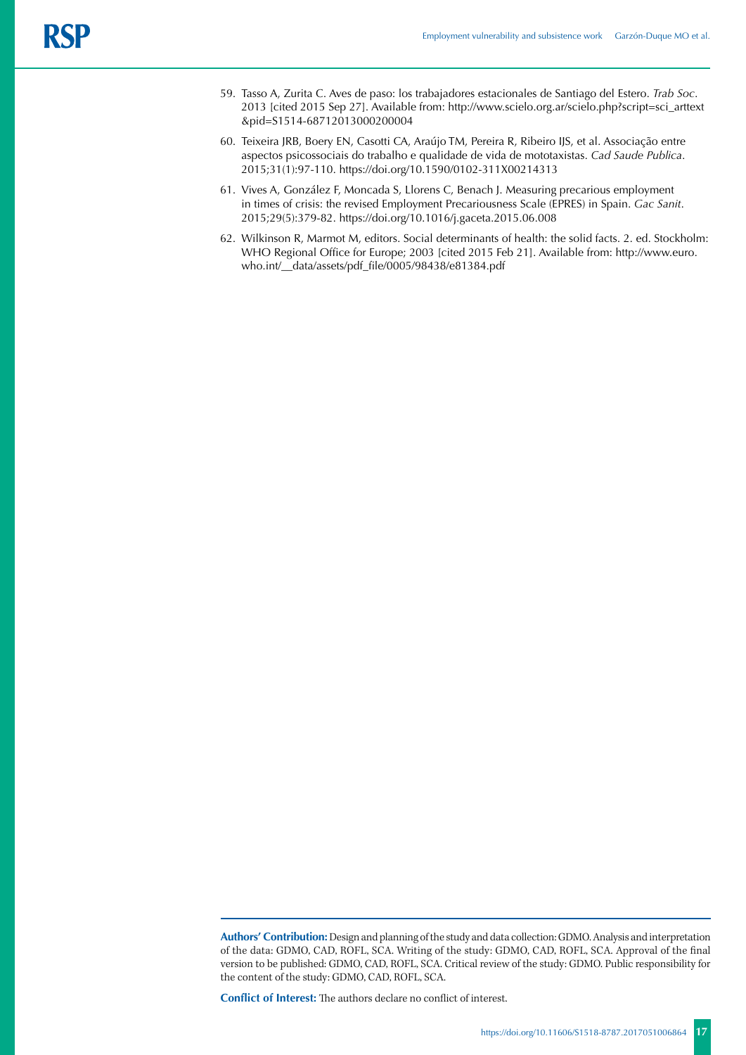59. Tasso A, Zurita C. Aves de paso: los trabajadores estacionales de Santiago del Estero. *Trab Soc*. 2013 [cited 2015 Sep 27]. Available from: http://www.scielo.org.ar/scielo.php?script=sci_arttext&pid=S1514-68712013000200004

60. Teixeira JRB, Boery EN, Casotti CA, Araújo TM, Pereira R, Ribeiro IJS, et al. Associação entre aspectos psicossociais do trabalho e qualidade de vida de mototaxistas. *Cad Saude Publica*. 2015;31(1):97-110. https://doi.org/10.1590/0102-311X00214313

61. Vives A, González F, Moncada S, Llorens C, Benach J. Measuring precarious employment in times of crisis: the revised Employment Precariousness Scale (EPRES) in Spain. *Gac Sanit*. 2015;29(5):379-82. https://doi.org/10.1016/j.gaceta.2015.06.008

62. Wilkinson R, Marmot M, editors. Social determinants of health: the solid facts. 2. ed. Stockholm: WHO Regional Office for Europe; 2003 [cited 2015 Feb 21]. Available from: http://www.euro.who.int/__data/assets/pdf_file/0005/98438/e81384.pdf

**Authors' Contribution:** Design and planning of the study and data collection: GDMO. Analysis and interpretation of the data: GDMO, CAD, ROFL, SCA. Writing of the study: GDMO, CAD, ROFL, SCA. Approval of the final version to be published: GDMO, CAD, ROFL, SCA. Critical review of the study: GDMO. Public responsibility for the content of the study: GDMO, CAD, ROFL, SCA.

**Conflict of Interest:** The authors declare no conflict of interest.